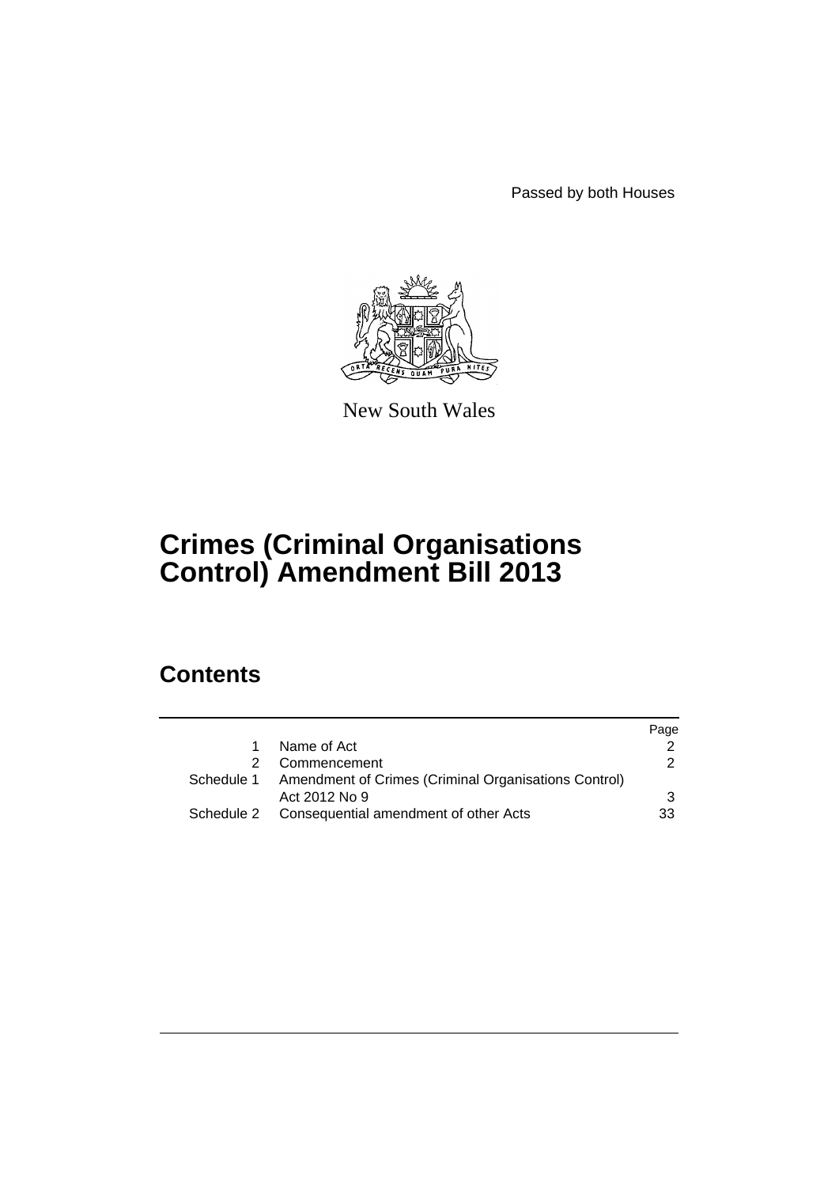Passed by both Houses

New South Wales

# Crimes (Criminal Organisations Control) Amendment Bill 2013

## Contents

| | | Page |
|---|---|---|
| 1 | Name of Act | 2 |
| 2 | Commencement | 2 |
| Schedule 1 | Amendment of Crimes (Criminal Organisations Control) Act 2012 No 9 | 3 |
| Schedule 2 | Consequential amendment of other Acts | 33 |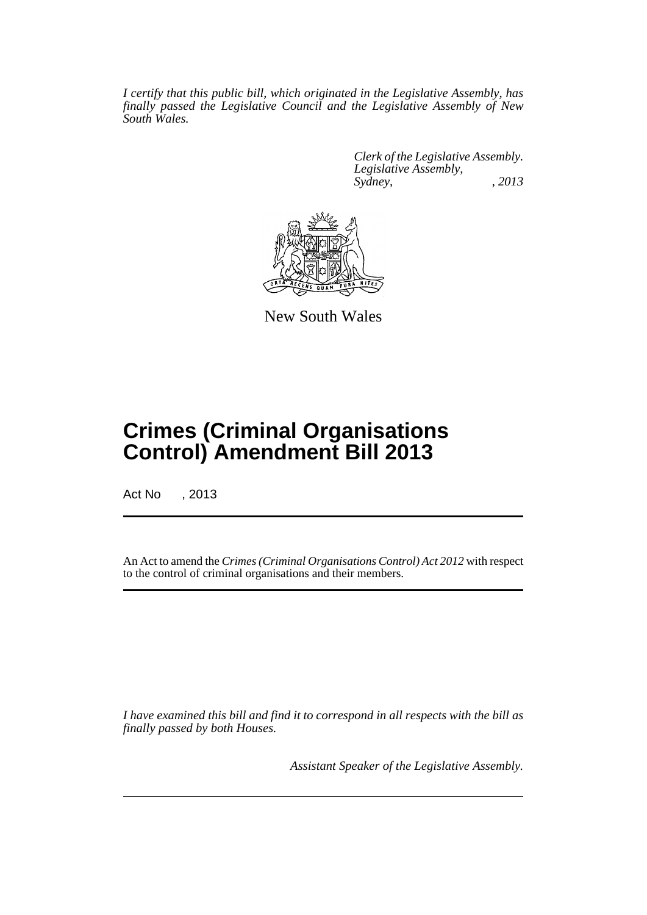*I certify that this public bill, which originated in the Legislative Assembly, has finally passed the Legislative Council and the Legislative Assembly of New South Wales.*

*Clerk of the Legislative Assembly.*
*Legislative Assembly,*
*Sydney, , 2013*

New South Wales

# Crimes (Criminal Organisations Control) Amendment Bill 2013

Act No , 2013

An Act to amend the *Crimes (Criminal Organisations Control) Act 2012* with respect to the control of criminal organisations and their members.

*I have examined this bill and find it to correspond in all respects with the bill as finally passed by both Houses.*

*Assistant Speaker of the Legislative Assembly.*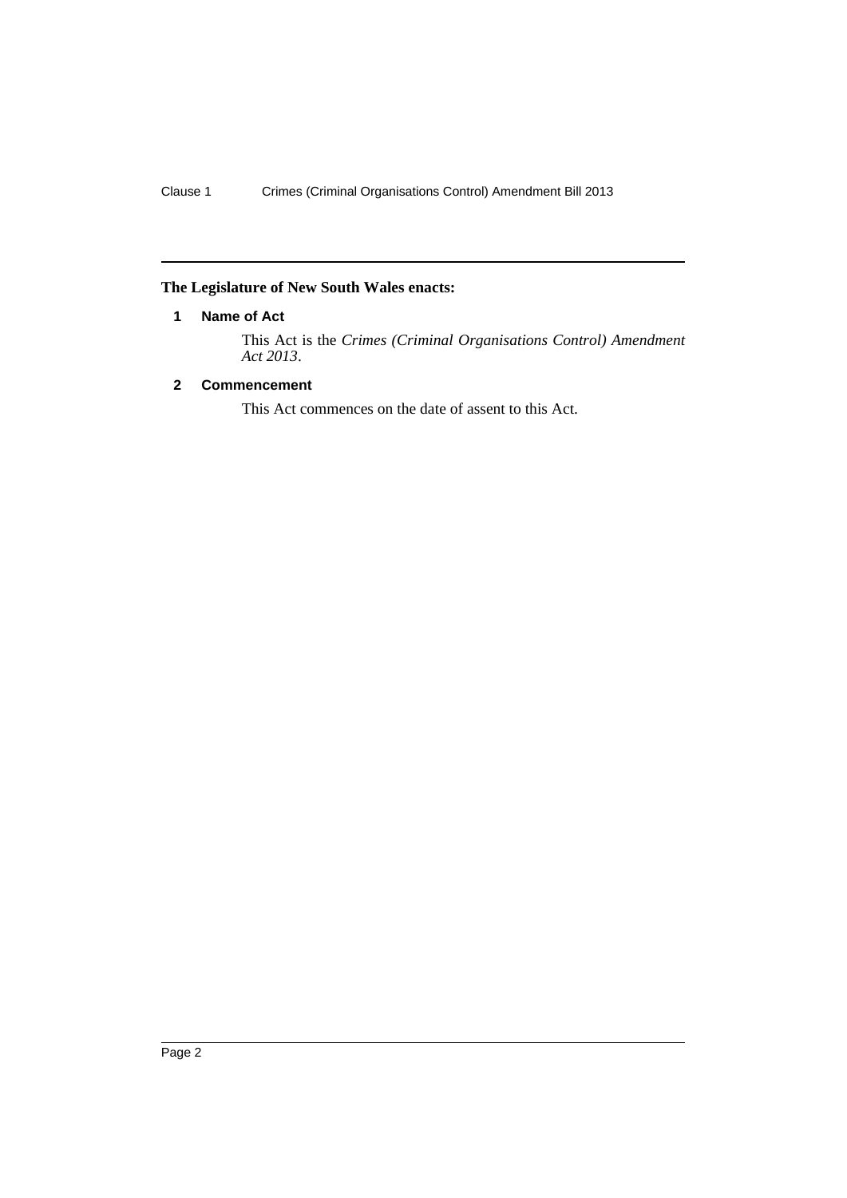**The Legislature of New South Wales enacts:**

### 1 Name of Act

This Act is the *Crimes (Criminal Organisations Control) Amendment Act 2013*.

### 2 Commencement

This Act commences on the date of assent to this Act.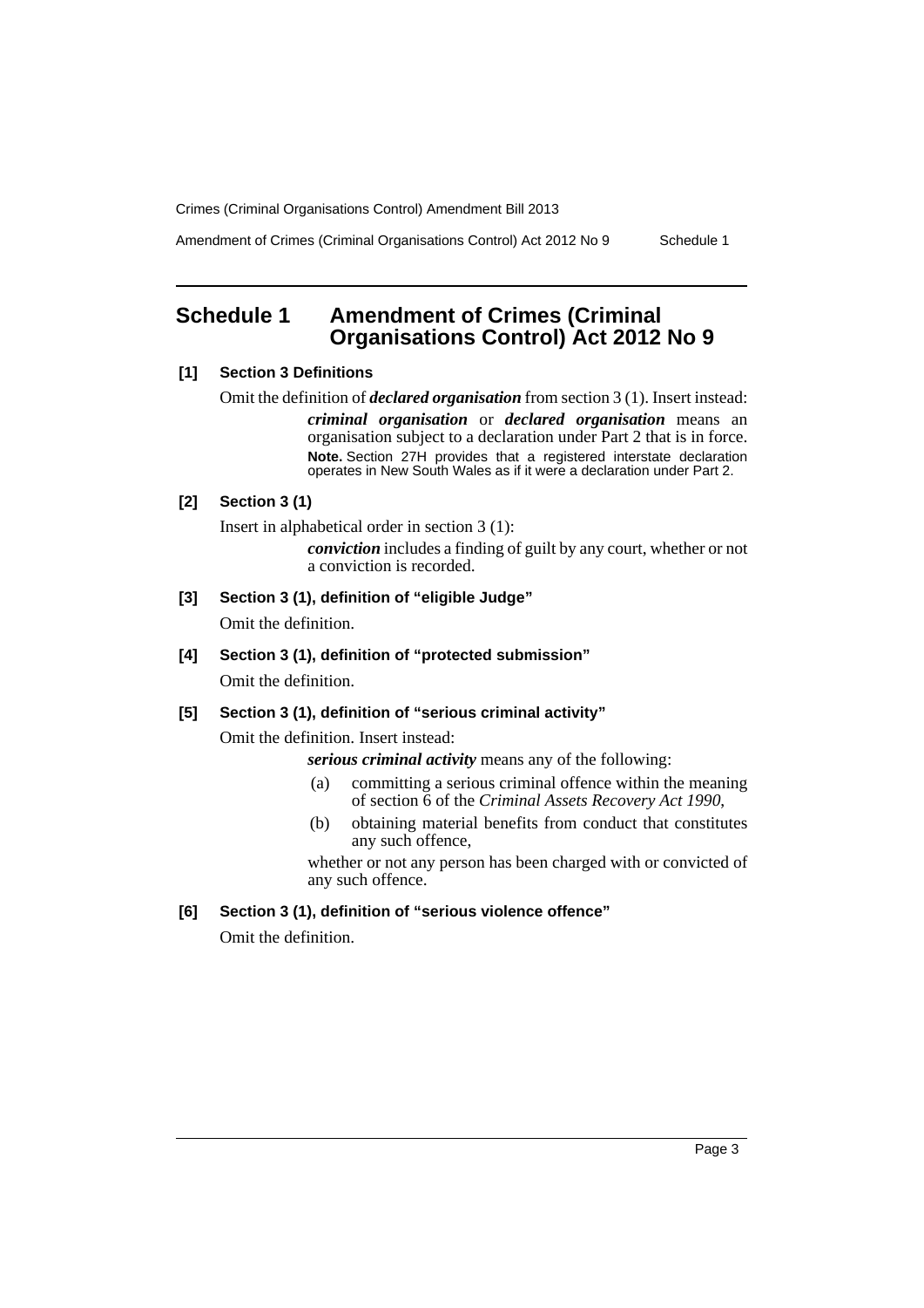# Schedule 1 Amendment of Crimes (Criminal Organisations Control) Act 2012 No 9

**[1] Section 3 Definitions**

Omit the definition of ***declared organisation*** from section 3 (1). Insert instead:

> ***criminal organisation*** or ***declared organisation*** means an organisation subject to a declaration under Part 2 that is in force.
>
> **Note.** Section 27H provides that a registered interstate declaration operates in New South Wales as if it were a declaration under Part 2.

**[2] Section 3 (1)**

Insert in alphabetical order in section 3 (1):

> ***conviction*** includes a finding of guilt by any court, whether or not a conviction is recorded.

**[3] Section 3 (1), definition of "eligible Judge"**

Omit the definition.

**[4] Section 3 (1), definition of "protected submission"**

Omit the definition.

**[5] Section 3 (1), definition of "serious criminal activity"**

Omit the definition. Insert instead:

> ***serious criminal activity*** means any of the following:
>
> (a) committing a serious criminal offence within the meaning of section 6 of the *Criminal Assets Recovery Act 1990*,
>
> (b) obtaining material benefits from conduct that constitutes any such offence,
>
> whether or not any person has been charged with or convicted of any such offence.

**[6] Section 3 (1), definition of "serious violence offence"**

Omit the definition.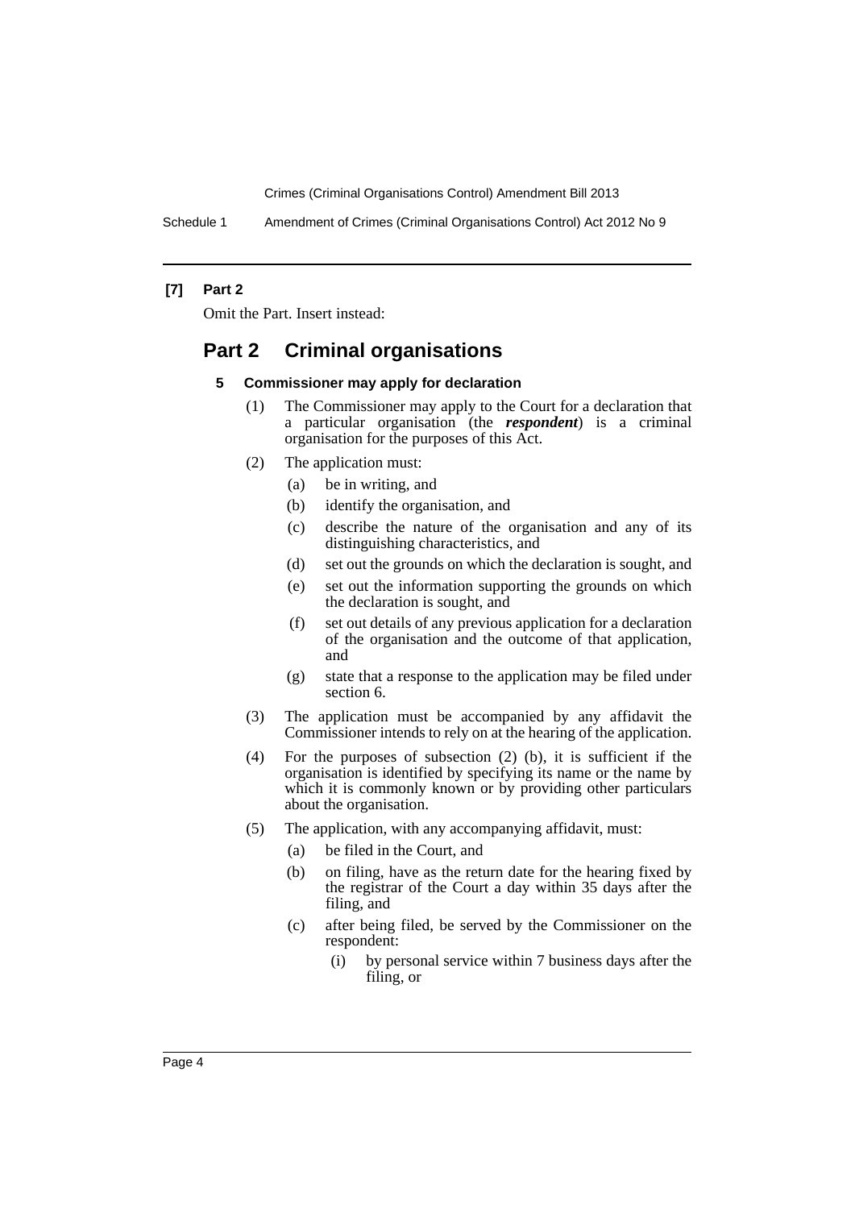**[7] Part 2**

Omit the Part. Insert instead:

## Part 2 Criminal organisations

### 5 Commissioner may apply for declaration

(1) The Commissioner may apply to the Court for a declaration that a particular organisation (the ***respondent***) is a criminal organisation for the purposes of this Act.

(2) The application must:

- (a) be in writing, and
- (b) identify the organisation, and
- (c) describe the nature of the organisation and any of its distinguishing characteristics, and
- (d) set out the grounds on which the declaration is sought, and
- (e) set out the information supporting the grounds on which the declaration is sought, and
- (f) set out details of any previous application for a declaration of the organisation and the outcome of that application, and
- (g) state that a response to the application may be filed under section 6.

(3) The application must be accompanied by any affidavit the Commissioner intends to rely on at the hearing of the application.

(4) For the purposes of subsection (2) (b), it is sufficient if the organisation is identified by specifying its name or the name by which it is commonly known or by providing other particulars about the organisation.

(5) The application, with any accompanying affidavit, must:

- (a) be filed in the Court, and
- (b) on filing, have as the return date for the hearing fixed by the registrar of the Court a day within 35 days after the filing, and
- (c) after being filed, be served by the Commissioner on the respondent:
  - (i) by personal service within 7 business days after the filing, or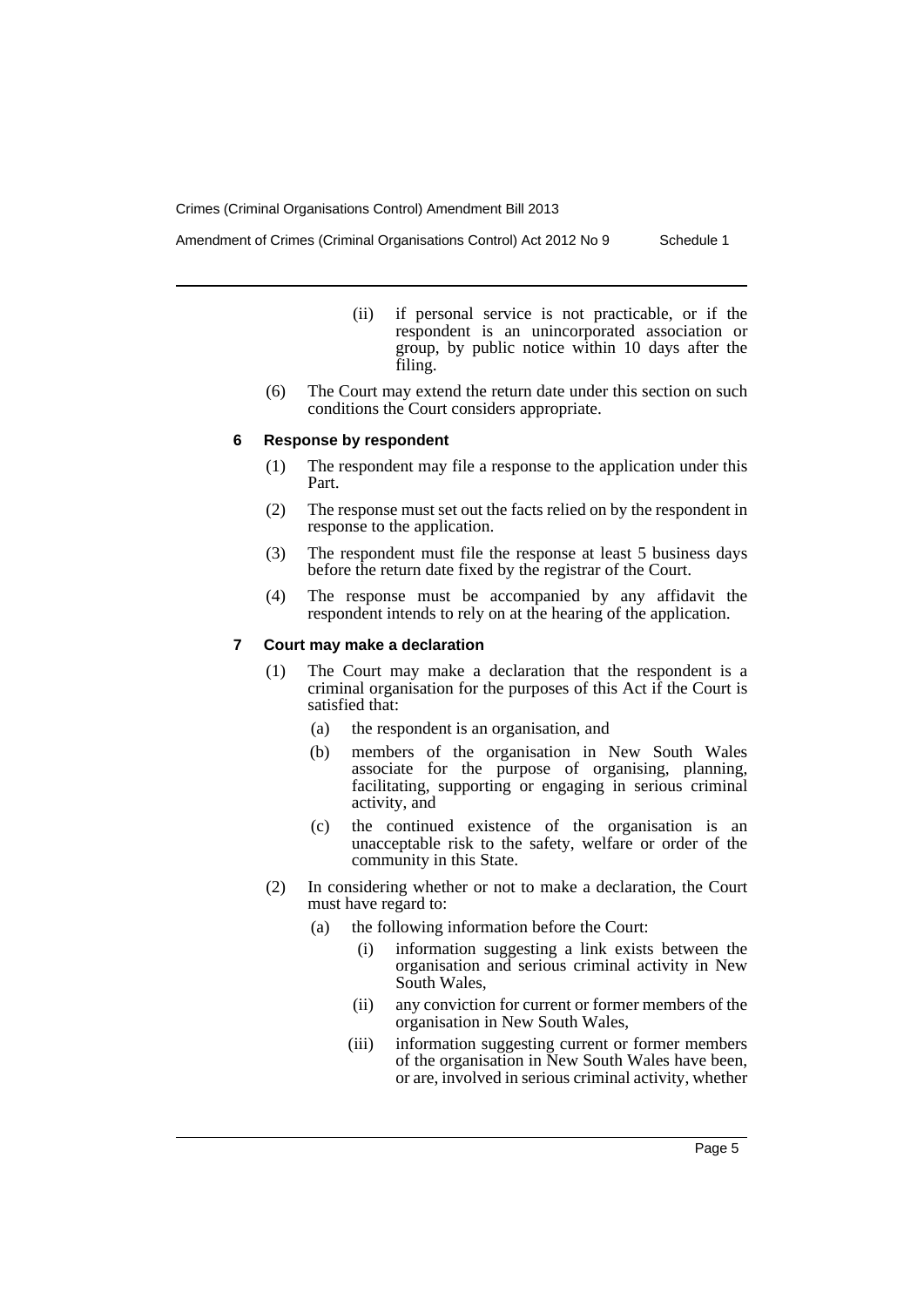(ii) if personal service is not practicable, or if the respondent is an unincorporated association or group, by public notice within 10 days after the filing.

(6) The Court may extend the return date under this section on such conditions the Court considers appropriate.

### 6 Response by respondent

(1) The respondent may file a response to the application under this Part.

(2) The response must set out the facts relied on by the respondent in response to the application.

(3) The respondent must file the response at least 5 business days before the return date fixed by the registrar of the Court.

(4) The response must be accompanied by any affidavit the respondent intends to rely on at the hearing of the application.

### 7 Court may make a declaration

(1) The Court may make a declaration that the respondent is a criminal organisation for the purposes of this Act if the Court is satisfied that:

(a) the respondent is an organisation, and

(b) members of the organisation in New South Wales associate for the purpose of organising, planning, facilitating, supporting or engaging in serious criminal activity, and

(c) the continued existence of the organisation is an unacceptable risk to the safety, welfare or order of the community in this State.

(2) In considering whether or not to make a declaration, the Court must have regard to:

(a) the following information before the Court:

(i) information suggesting a link exists between the organisation and serious criminal activity in New South Wales,

(ii) any conviction for current or former members of the organisation in New South Wales,

(iii) information suggesting current or former members of the organisation in New South Wales have been, or are, involved in serious criminal activity, whether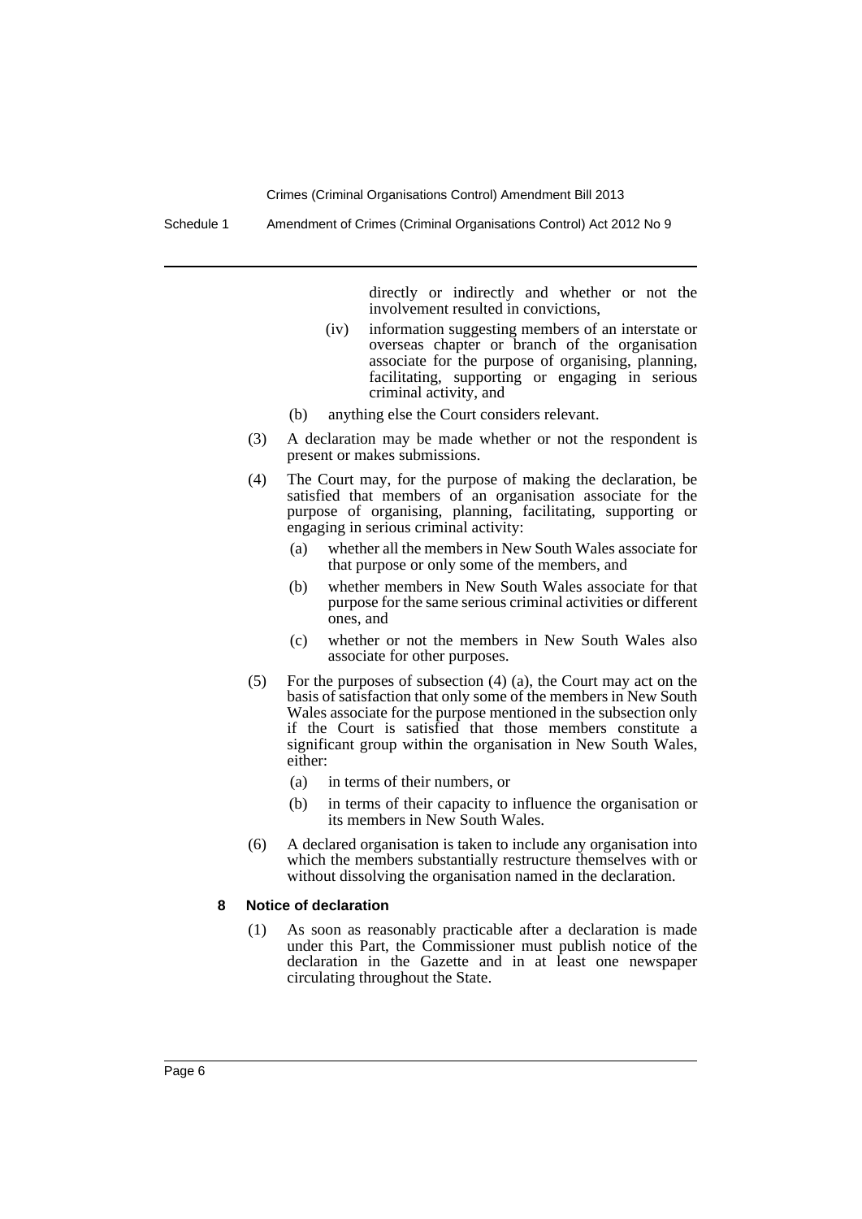directly or indirectly and whether or not the involvement resulted in convictions,

(iv) information suggesting members of an interstate or overseas chapter or branch of the organisation associate for the purpose of organising, planning, facilitating, supporting or engaging in serious criminal activity, and

(b) anything else the Court considers relevant.

(3) A declaration may be made whether or not the respondent is present or makes submissions.

(4) The Court may, for the purpose of making the declaration, be satisfied that members of an organisation associate for the purpose of organising, planning, facilitating, supporting or engaging in serious criminal activity:

(a) whether all the members in New South Wales associate for that purpose or only some of the members, and

(b) whether members in New South Wales associate for that purpose for the same serious criminal activities or different ones, and

(c) whether or not the members in New South Wales also associate for other purposes.

(5) For the purposes of subsection (4) (a), the Court may act on the basis of satisfaction that only some of the members in New South Wales associate for the purpose mentioned in the subsection only if the Court is satisfied that those members constitute a significant group within the organisation in New South Wales, either:

(a) in terms of their numbers, or

(b) in terms of their capacity to influence the organisation or its members in New South Wales.

(6) A declared organisation is taken to include any organisation into which the members substantially restructure themselves with or without dissolving the organisation named in the declaration.

**8 Notice of declaration**

(1) As soon as reasonably practicable after a declaration is made under this Part, the Commissioner must publish notice of the declaration in the Gazette and in at least one newspaper circulating throughout the State.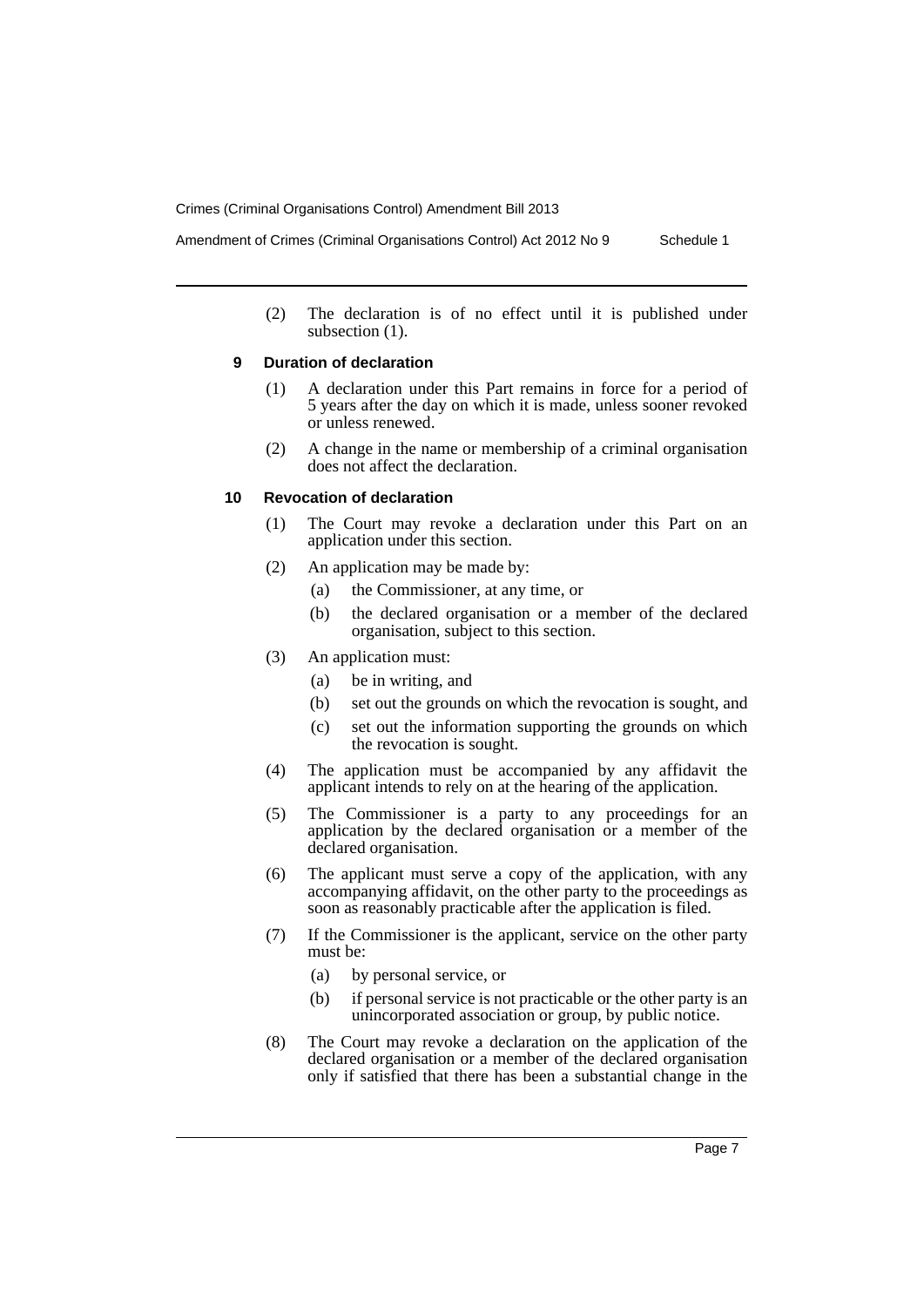(2) The declaration is of no effect until it is published under subsection (1).

### 9 Duration of declaration

(1) A declaration under this Part remains in force for a period of 5 years after the day on which it is made, unless sooner revoked or unless renewed.

(2) A change in the name or membership of a criminal organisation does not affect the declaration.

### 10 Revocation of declaration

(1) The Court may revoke a declaration under this Part on an application under this section.

(2) An application may be made by:

- (a) the Commissioner, at any time, or
- (b) the declared organisation or a member of the declared organisation, subject to this section.

(3) An application must:

- (a) be in writing, and
- (b) set out the grounds on which the revocation is sought, and
- (c) set out the information supporting the grounds on which the revocation is sought.

(4) The application must be accompanied by any affidavit the applicant intends to rely on at the hearing of the application.

(5) The Commissioner is a party to any proceedings for an application by the declared organisation or a member of the declared organisation.

(6) The applicant must serve a copy of the application, with any accompanying affidavit, on the other party to the proceedings as soon as reasonably practicable after the application is filed.

(7) If the Commissioner is the applicant, service on the other party must be:

- (a) by personal service, or
- (b) if personal service is not practicable or the other party is an unincorporated association or group, by public notice.

(8) The Court may revoke a declaration on the application of the declared organisation or a member of the declared organisation only if satisfied that there has been a substantial change in the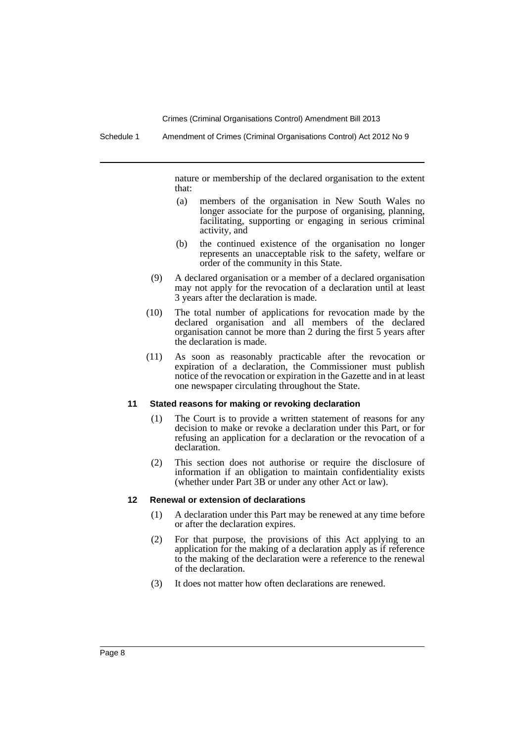nature or membership of the declared organisation to the extent that:

(a) members of the organisation in New South Wales no longer associate for the purpose of organising, planning, facilitating, supporting or engaging in serious criminal activity, and

(b) the continued existence of the organisation no longer represents an unacceptable risk to the safety, welfare or order of the community in this State.

(9) A declared organisation or a member of a declared organisation may not apply for the revocation of a declaration until at least 3 years after the declaration is made.

(10) The total number of applications for revocation made by the declared organisation and all members of the declared organisation cannot be more than 2 during the first 5 years after the declaration is made.

(11) As soon as reasonably practicable after the revocation or expiration of a declaration, the Commissioner must publish notice of the revocation or expiration in the Gazette and in at least one newspaper circulating throughout the State.

**11 Stated reasons for making or revoking declaration**

(1) The Court is to provide a written statement of reasons for any decision to make or revoke a declaration under this Part, or for refusing an application for a declaration or the revocation of a declaration.

(2) This section does not authorise or require the disclosure of information if an obligation to maintain confidentiality exists (whether under Part 3B or under any other Act or law).

**12 Renewal or extension of declarations**

(1) A declaration under this Part may be renewed at any time before or after the declaration expires.

(2) For that purpose, the provisions of this Act applying to an application for the making of a declaration apply as if reference to the making of the declaration were a reference to the renewal of the declaration.

(3) It does not matter how often declarations are renewed.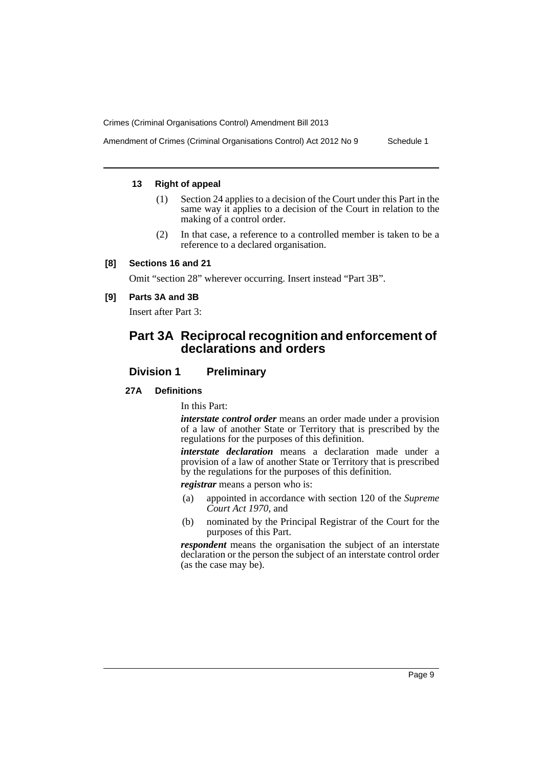**13 Right of appeal**

(1) Section 24 applies to a decision of the Court under this Part in the same way it applies to a decision of the Court in relation to the making of a control order.

(2) In that case, a reference to a controlled member is taken to be a reference to a declared organisation.

**[8] Sections 16 and 21**

Omit "section 28" wherever occurring. Insert instead "Part 3B".

**[9] Parts 3A and 3B**

Insert after Part 3:

## Part 3A Reciprocal recognition and enforcement of declarations and orders

### Division 1 Preliminary

**27A Definitions**

In this Part:

***interstate control order*** means an order made under a provision of a law of another State or Territory that is prescribed by the regulations for the purposes of this definition.

***interstate declaration*** means a declaration made under a provision of a law of another State or Territory that is prescribed by the regulations for the purposes of this definition.

***registrar*** means a person who is:

(a) appointed in accordance with section 120 of the *Supreme Court Act 1970*, and

(b) nominated by the Principal Registrar of the Court for the purposes of this Part.

***respondent*** means the organisation the subject of an interstate declaration or the person the subject of an interstate control order (as the case may be).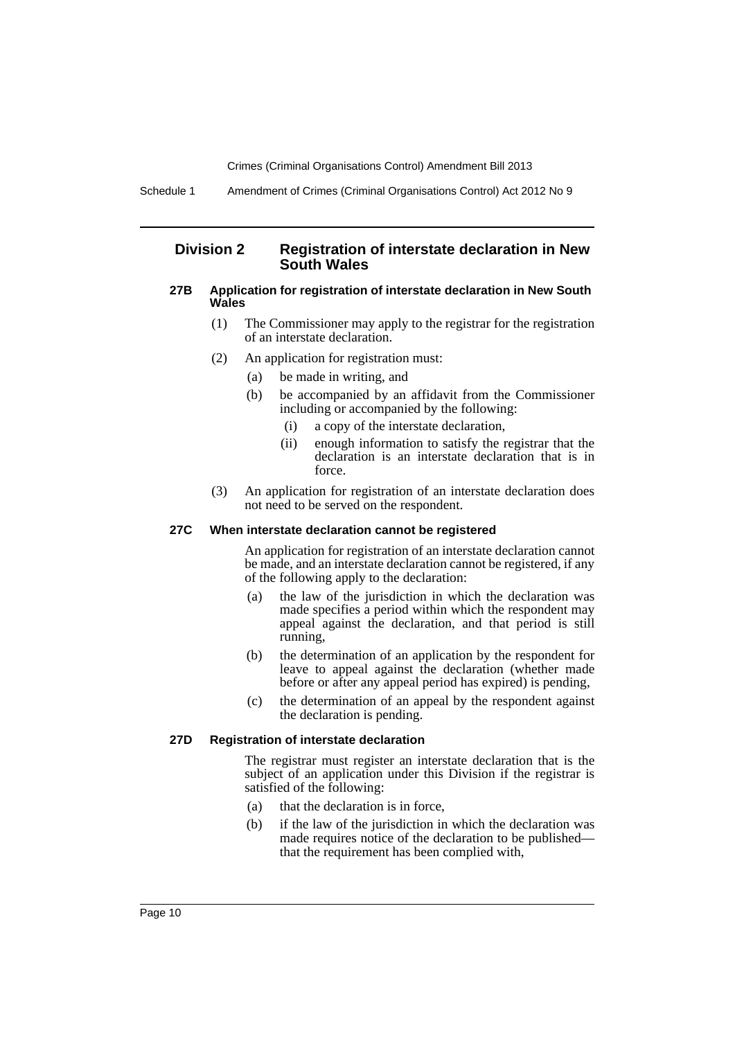## Division 2 Registration of interstate declaration in New South Wales

### 27B Application for registration of interstate declaration in New South Wales

(1) The Commissioner may apply to the registrar for the registration of an interstate declaration.

(2) An application for registration must:

- (a) be made in writing, and
- (b) be accompanied by an affidavit from the Commissioner including or accompanied by the following:
  - (i) a copy of the interstate declaration,
  - (ii) enough information to satisfy the registrar that the declaration is an interstate declaration that is in force.

(3) An application for registration of an interstate declaration does not need to be served on the respondent.

### 27C When interstate declaration cannot be registered

An application for registration of an interstate declaration cannot be made, and an interstate declaration cannot be registered, if any of the following apply to the declaration:

- (a) the law of the jurisdiction in which the declaration was made specifies a period within which the respondent may appeal against the declaration, and that period is still running,
- (b) the determination of an application by the respondent for leave to appeal against the declaration (whether made before or after any appeal period has expired) is pending,
- (c) the determination of an appeal by the respondent against the declaration is pending.

### 27D Registration of interstate declaration

The registrar must register an interstate declaration that is the subject of an application under this Division if the registrar is satisfied of the following:

- (a) that the declaration is in force,
- (b) if the law of the jurisdiction in which the declaration was made requires notice of the declaration to be published—that the requirement has been complied with,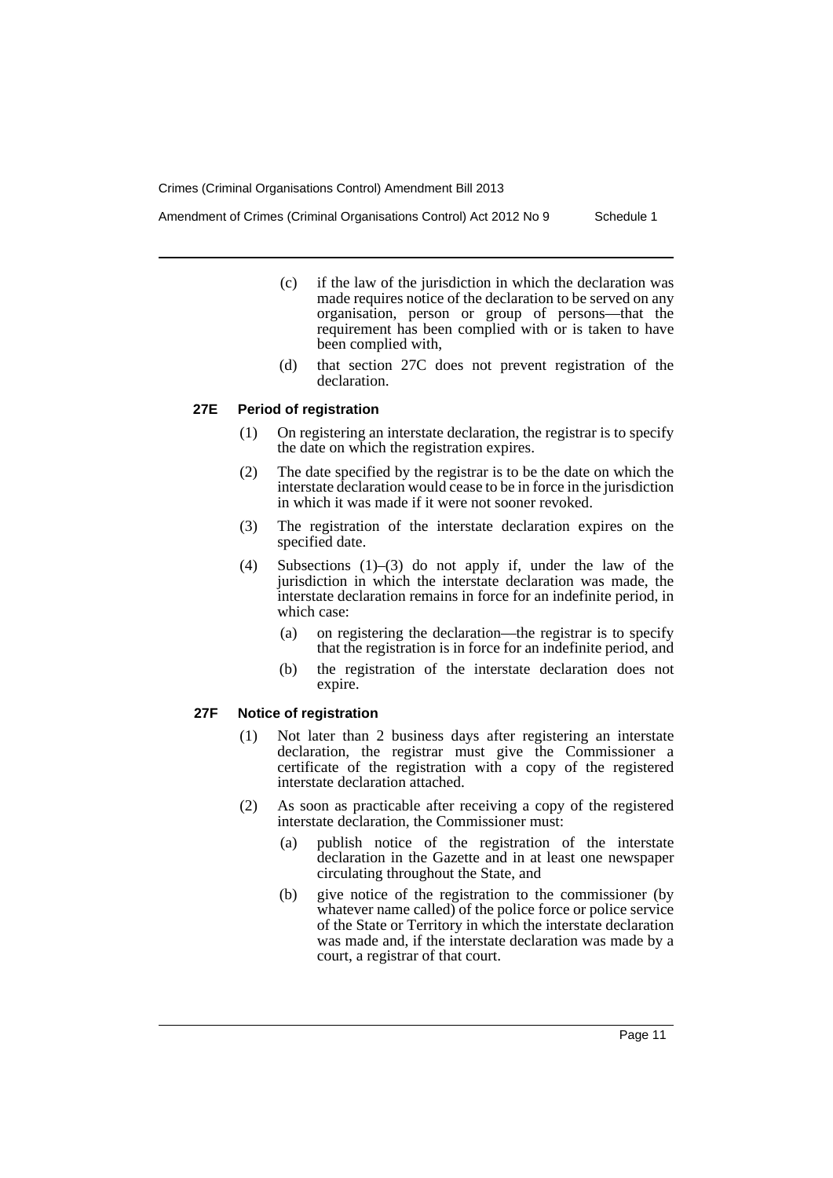(c) if the law of the jurisdiction in which the declaration was made requires notice of the declaration to be served on any organisation, person or group of persons—that the requirement has been complied with or is taken to have been complied with,

(d) that section 27C does not prevent registration of the declaration.

### 27E Period of registration

(1) On registering an interstate declaration, the registrar is to specify the date on which the registration expires.

(2) The date specified by the registrar is to be the date on which the interstate declaration would cease to be in force in the jurisdiction in which it was made if it were not sooner revoked.

(3) The registration of the interstate declaration expires on the specified date.

(4) Subsections (1)–(3) do not apply if, under the law of the jurisdiction in which the interstate declaration was made, the interstate declaration remains in force for an indefinite period, in which case:

(a) on registering the declaration—the registrar is to specify that the registration is in force for an indefinite period, and

(b) the registration of the interstate declaration does not expire.

### 27F Notice of registration

(1) Not later than 2 business days after registering an interstate declaration, the registrar must give the Commissioner a certificate of the registration with a copy of the registered interstate declaration attached.

(2) As soon as practicable after receiving a copy of the registered interstate declaration, the Commissioner must:

(a) publish notice of the registration of the interstate declaration in the Gazette and in at least one newspaper circulating throughout the State, and

(b) give notice of the registration to the commissioner (by whatever name called) of the police force or police service of the State or Territory in which the interstate declaration was made and, if the interstate declaration was made by a court, a registrar of that court.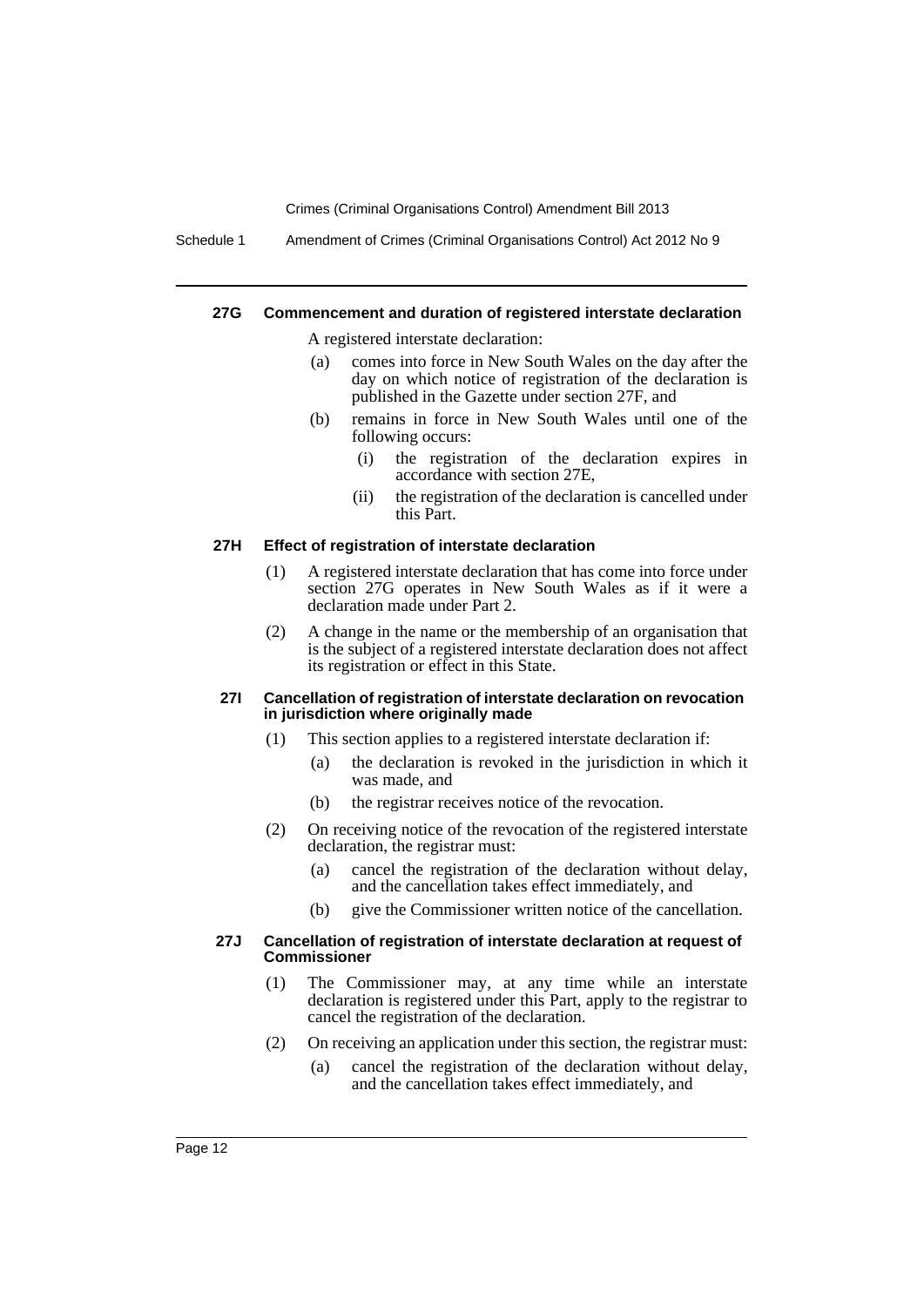#### 27G Commencement and duration of registered interstate declaration

A registered interstate declaration:

(a) comes into force in New South Wales on the day after the day on which notice of registration of the declaration is published in the Gazette under section 27F, and

(b) remains in force in New South Wales until one of the following occurs:

  (i) the registration of the declaration expires in accordance with section 27E,

  (ii) the registration of the declaration is cancelled under this Part.

#### 27H Effect of registration of interstate declaration

(1) A registered interstate declaration that has come into force under section 27G operates in New South Wales as if it were a declaration made under Part 2.

(2) A change in the name or the membership of an organisation that is the subject of a registered interstate declaration does not affect its registration or effect in this State.

#### 27I Cancellation of registration of interstate declaration on revocation in jurisdiction where originally made

(1) This section applies to a registered interstate declaration if:

  (a) the declaration is revoked in the jurisdiction in which it was made, and

  (b) the registrar receives notice of the revocation.

(2) On receiving notice of the revocation of the registered interstate declaration, the registrar must:

  (a) cancel the registration of the declaration without delay, and the cancellation takes effect immediately, and

  (b) give the Commissioner written notice of the cancellation.

#### 27J Cancellation of registration of interstate declaration at request of Commissioner

(1) The Commissioner may, at any time while an interstate declaration is registered under this Part, apply to the registrar to cancel the registration of the declaration.

(2) On receiving an application under this section, the registrar must:

  (a) cancel the registration of the declaration without delay, and the cancellation takes effect immediately, and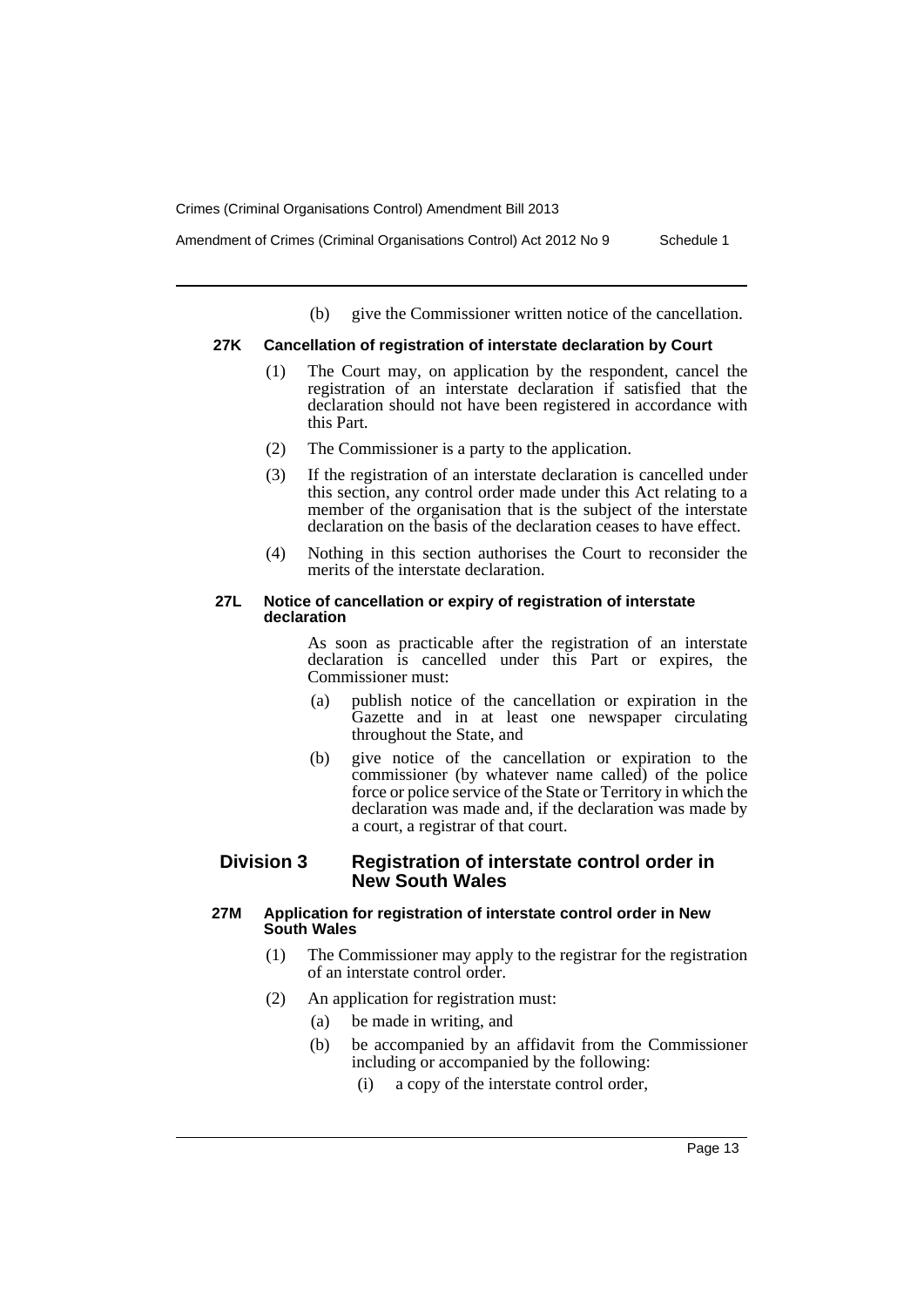(b) give the Commissioner written notice of the cancellation.

#### 27K Cancellation of registration of interstate declaration by Court

(1) The Court may, on application by the respondent, cancel the registration of an interstate declaration if satisfied that the declaration should not have been registered in accordance with this Part.

(2) The Commissioner is a party to the application.

(3) If the registration of an interstate declaration is cancelled under this section, any control order made under this Act relating to a member of the organisation that is the subject of the interstate declaration on the basis of the declaration ceases to have effect.

(4) Nothing in this section authorises the Court to reconsider the merits of the interstate declaration.

#### 27L Notice of cancellation or expiry of registration of interstate declaration

As soon as practicable after the registration of an interstate declaration is cancelled under this Part or expires, the Commissioner must:

(a) publish notice of the cancellation or expiration in the Gazette and in at least one newspaper circulating throughout the State, and

(b) give notice of the cancellation or expiration to the commissioner (by whatever name called) of the police force or police service of the State or Territory in which the declaration was made and, if the declaration was made by a court, a registrar of that court.

### Division 3 Registration of interstate control order in New South Wales

#### 27M Application for registration of interstate control order in New South Wales

(1) The Commissioner may apply to the registrar for the registration of an interstate control order.

(2) An application for registration must:

(a) be made in writing, and

(b) be accompanied by an affidavit from the Commissioner including or accompanied by the following:

(i) a copy of the interstate control order,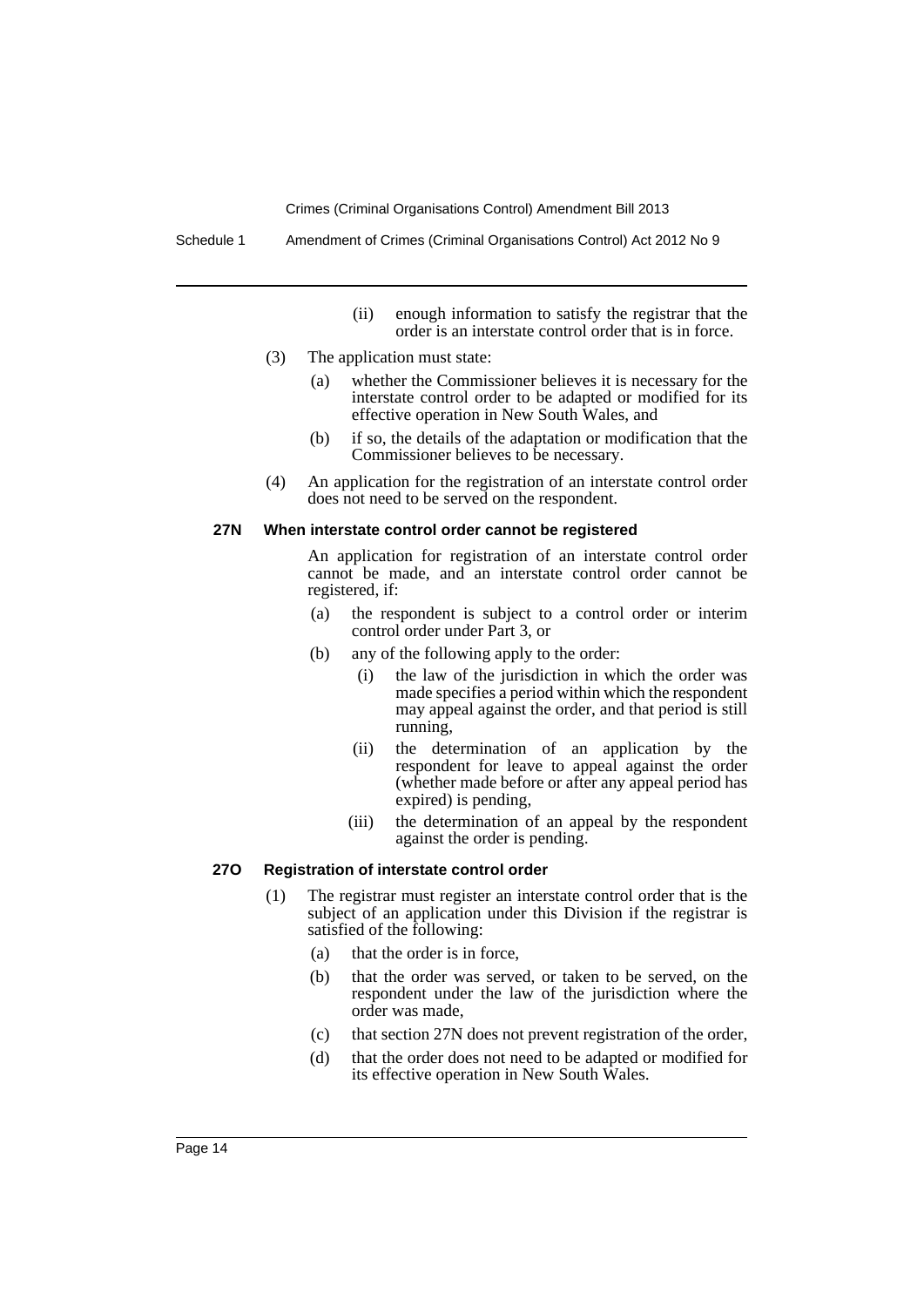(ii) enough information to satisfy the registrar that the order is an interstate control order that is in force.

(3) The application must state:

(a) whether the Commissioner believes it is necessary for the interstate control order to be adapted or modified for its effective operation in New South Wales, and

(b) if so, the details of the adaptation or modification that the Commissioner believes to be necessary.

(4) An application for the registration of an interstate control order does not need to be served on the respondent.

### 27N When interstate control order cannot be registered

An application for registration of an interstate control order cannot be made, and an interstate control order cannot be registered, if:

(a) the respondent is subject to a control order or interim control order under Part 3, or

(b) any of the following apply to the order:

(i) the law of the jurisdiction in which the order was made specifies a period within which the respondent may appeal against the order, and that period is still running,

(ii) the determination of an application by the respondent for leave to appeal against the order (whether made before or after any appeal period has expired) is pending,

(iii) the determination of an appeal by the respondent against the order is pending.

### 27O Registration of interstate control order

(1) The registrar must register an interstate control order that is the subject of an application under this Division if the registrar is satisfied of the following:

(a) that the order is in force,

(b) that the order was served, or taken to be served, on the respondent under the law of the jurisdiction where the order was made,

(c) that section 27N does not prevent registration of the order,

(d) that the order does not need to be adapted or modified for its effective operation in New South Wales.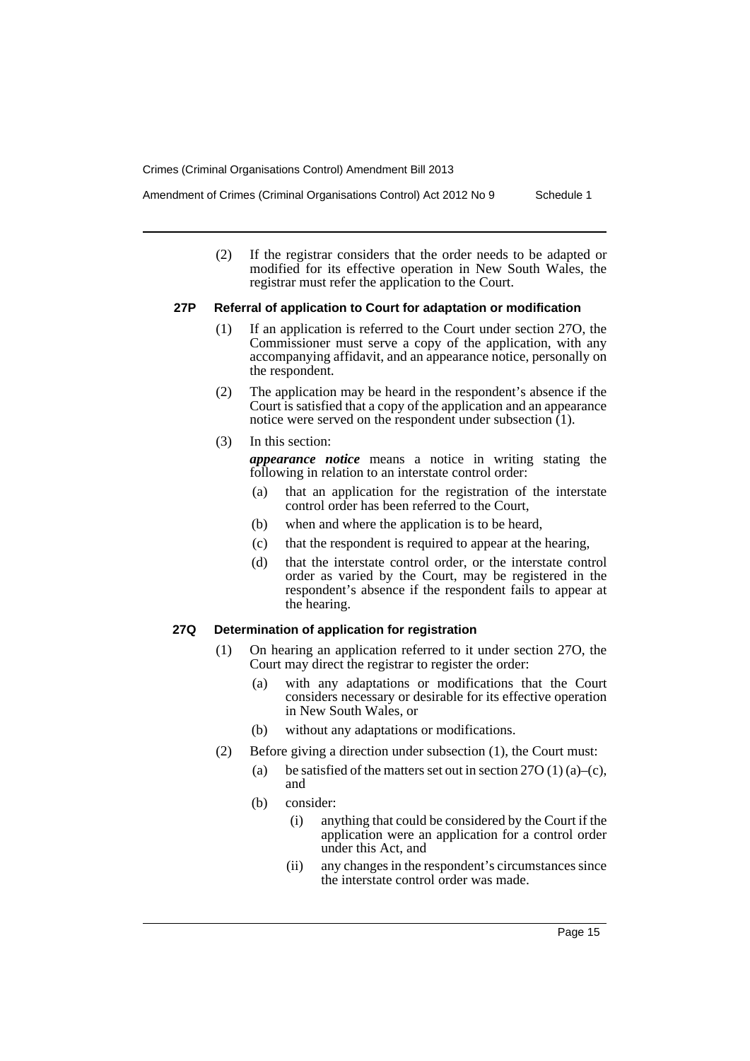(2) If the registrar considers that the order needs to be adapted or modified for its effective operation in New South Wales, the registrar must refer the application to the Court.

### 27P Referral of application to Court for adaptation or modification

(1) If an application is referred to the Court under section 27O, the Commissioner must serve a copy of the application, with any accompanying affidavit, and an appearance notice, personally on the respondent.

(2) The application may be heard in the respondent's absence if the Court is satisfied that a copy of the application and an appearance notice were served on the respondent under subsection (1).

(3) In this section:

***appearance notice*** means a notice in writing stating the following in relation to an interstate control order:

- (a) that an application for the registration of the interstate control order has been referred to the Court,
- (b) when and where the application is to be heard,
- (c) that the respondent is required to appear at the hearing,
- (d) that the interstate control order, or the interstate control order as varied by the Court, may be registered in the respondent's absence if the respondent fails to appear at the hearing.

### 27Q Determination of application for registration

(1) On hearing an application referred to it under section 27O, the Court may direct the registrar to register the order:

- (a) with any adaptations or modifications that the Court considers necessary or desirable for its effective operation in New South Wales, or
- (b) without any adaptations or modifications.

(2) Before giving a direction under subsection (1), the Court must:

- (a) be satisfied of the matters set out in section 27O (1) (a)–(c), and
- (b) consider:
  - (i) anything that could be considered by the Court if the application were an application for a control order under this Act, and
  - (ii) any changes in the respondent's circumstances since the interstate control order was made.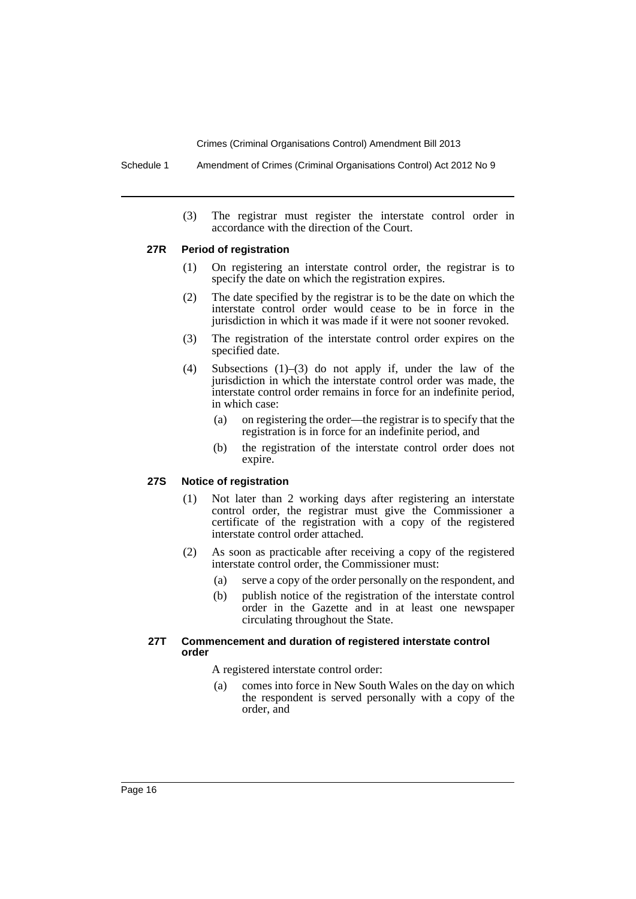(3) The registrar must register the interstate control order in accordance with the direction of the Court.

### 27R Period of registration

(1) On registering an interstate control order, the registrar is to specify the date on which the registration expires.

(2) The date specified by the registrar is to be the date on which the interstate control order would cease to be in force in the jurisdiction in which it was made if it were not sooner revoked.

(3) The registration of the interstate control order expires on the specified date.

(4) Subsections (1)–(3) do not apply if, under the law of the jurisdiction in which the interstate control order was made, the interstate control order remains in force for an indefinite period, in which case:

- (a) on registering the order—the registrar is to specify that the registration is in force for an indefinite period, and
- (b) the registration of the interstate control order does not expire.

### 27S Notice of registration

(1) Not later than 2 working days after registering an interstate control order, the registrar must give the Commissioner a certificate of the registration with a copy of the registered interstate control order attached.

(2) As soon as practicable after receiving a copy of the registered interstate control order, the Commissioner must:

- (a) serve a copy of the order personally on the respondent, and
- (b) publish notice of the registration of the interstate control order in the Gazette and in at least one newspaper circulating throughout the State.

### 27T Commencement and duration of registered interstate control order

A registered interstate control order:

- (a) comes into force in New South Wales on the day on which the respondent is served personally with a copy of the order, and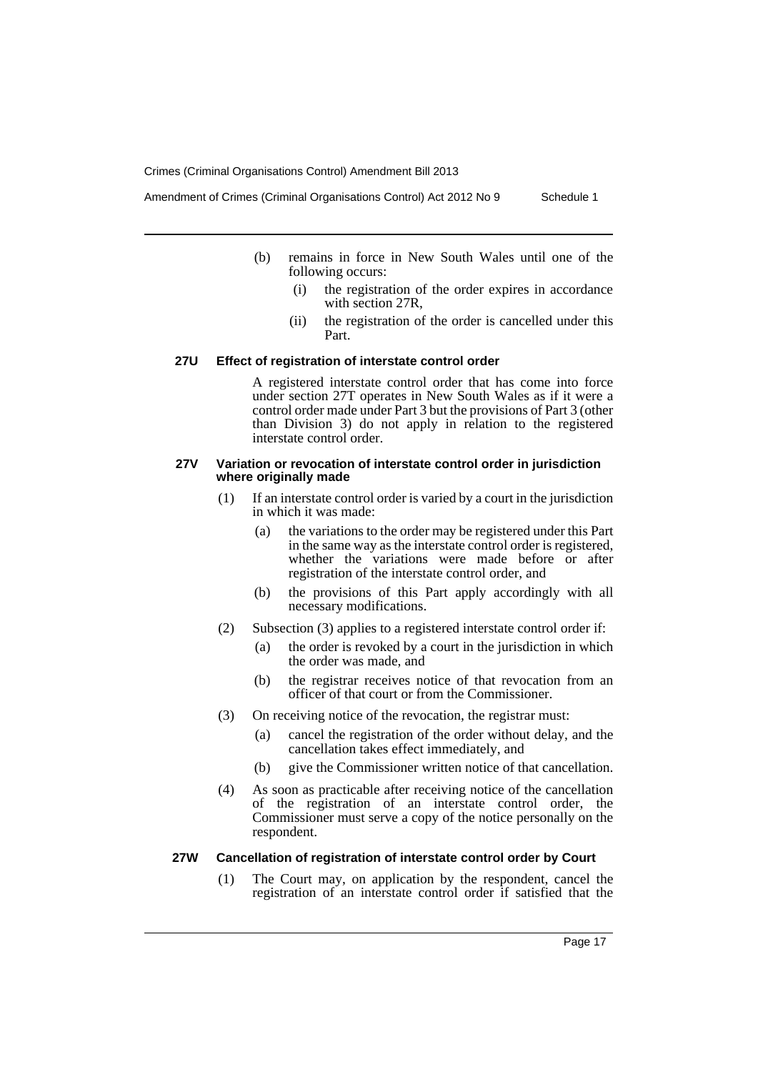(b) remains in force in New South Wales until one of the following occurs:

(i) the registration of the order expires in accordance with section 27R,

(ii) the registration of the order is cancelled under this Part.

### 27U Effect of registration of interstate control order

A registered interstate control order that has come into force under section 27T operates in New South Wales as if it were a control order made under Part 3 but the provisions of Part 3 (other than Division 3) do not apply in relation to the registered interstate control order.

### 27V Variation or revocation of interstate control order in jurisdiction where originally made

(1) If an interstate control order is varied by a court in the jurisdiction in which it was made:

(a) the variations to the order may be registered under this Part in the same way as the interstate control order is registered, whether the variations were made before or after registration of the interstate control order, and

(b) the provisions of this Part apply accordingly with all necessary modifications.

(2) Subsection (3) applies to a registered interstate control order if:

(a) the order is revoked by a court in the jurisdiction in which the order was made, and

(b) the registrar receives notice of that revocation from an officer of that court or from the Commissioner.

(3) On receiving notice of the revocation, the registrar must:

(a) cancel the registration of the order without delay, and the cancellation takes effect immediately, and

(b) give the Commissioner written notice of that cancellation.

(4) As soon as practicable after receiving notice of the cancellation of the registration of an interstate control order, the Commissioner must serve a copy of the notice personally on the respondent.

### 27W Cancellation of registration of interstate control order by Court

(1) The Court may, on application by the respondent, cancel the registration of an interstate control order if satisfied that the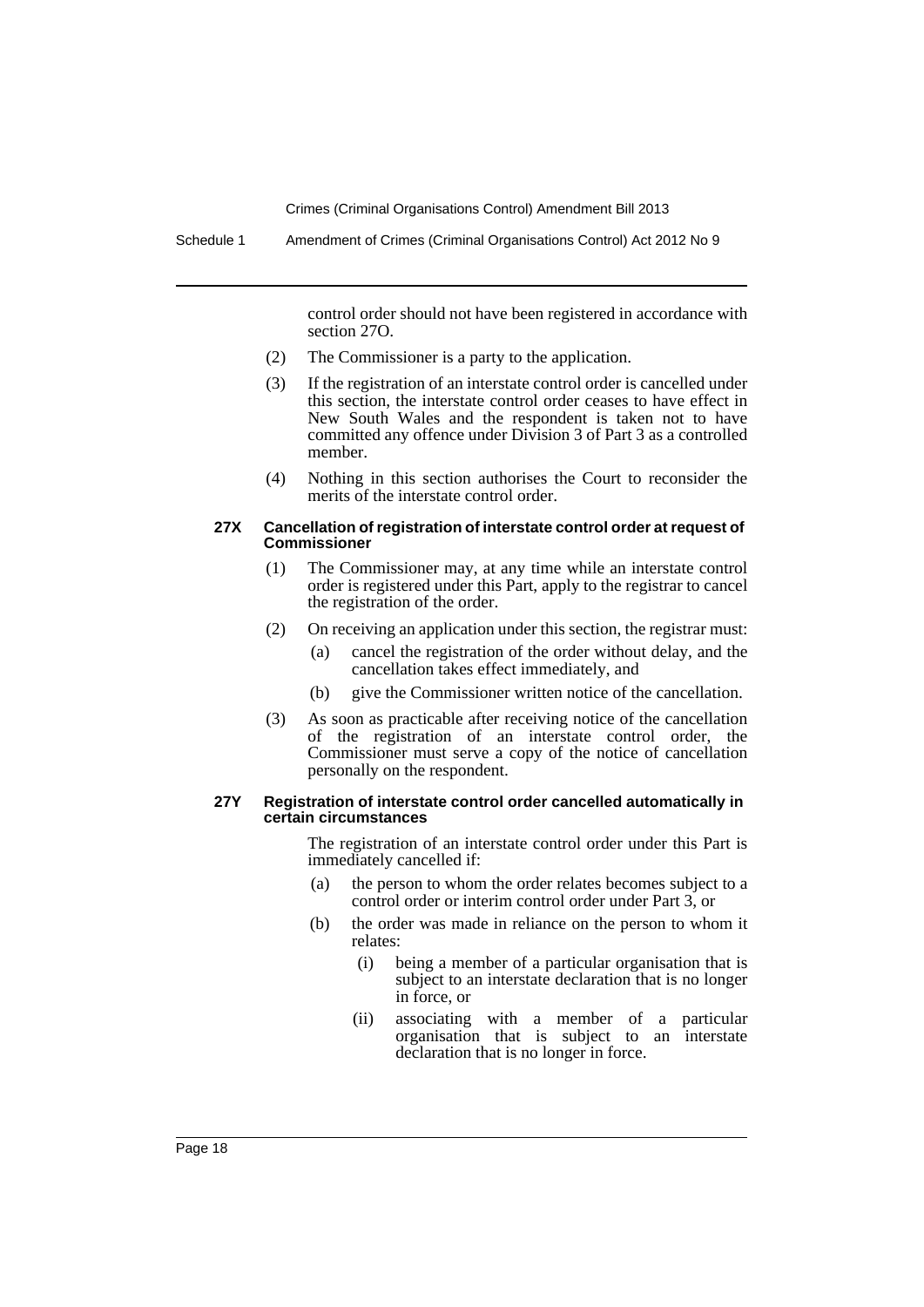control order should not have been registered in accordance with section 27O.

(2) The Commissioner is a party to the application.

(3) If the registration of an interstate control order is cancelled under this section, the interstate control order ceases to have effect in New South Wales and the respondent is taken not to have committed any offence under Division 3 of Part 3 as a controlled member.

(4) Nothing in this section authorises the Court to reconsider the merits of the interstate control order.

#### 27X Cancellation of registration of interstate control order at request of Commissioner

(1) The Commissioner may, at any time while an interstate control order is registered under this Part, apply to the registrar to cancel the registration of the order.

(2) On receiving an application under this section, the registrar must:

(a) cancel the registration of the order without delay, and the cancellation takes effect immediately, and

(b) give the Commissioner written notice of the cancellation.

(3) As soon as practicable after receiving notice of the cancellation of the registration of an interstate control order, the Commissioner must serve a copy of the notice of cancellation personally on the respondent.

#### 27Y Registration of interstate control order cancelled automatically in certain circumstances

The registration of an interstate control order under this Part is immediately cancelled if:

(a) the person to whom the order relates becomes subject to a control order or interim control order under Part 3, or

(b) the order was made in reliance on the person to whom it relates:

(i) being a member of a particular organisation that is subject to an interstate declaration that is no longer in force, or

(ii) associating with a member of a particular organisation that is subject to an interstate declaration that is no longer in force.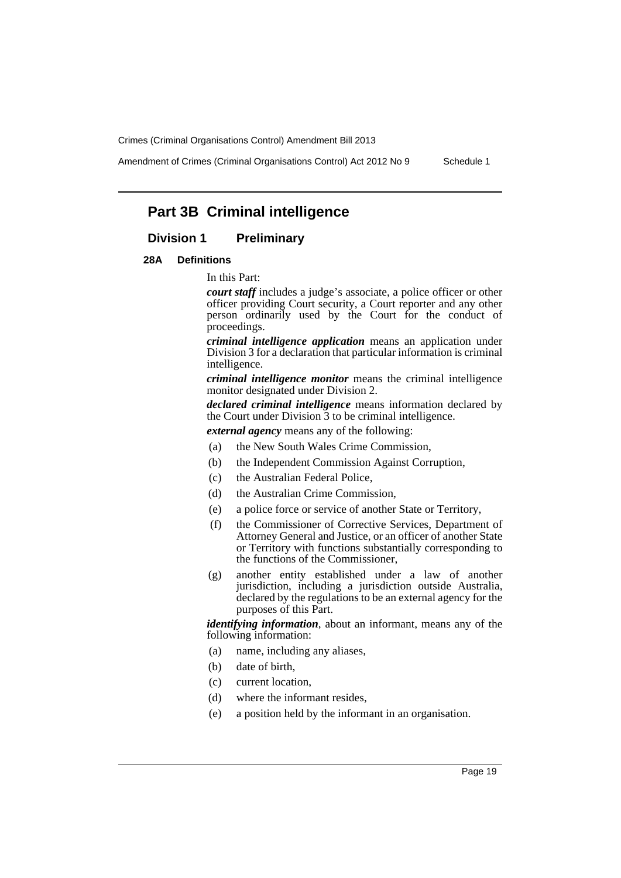## Part 3B Criminal intelligence

### Division 1 Preliminary

#### 28A Definitions

In this Part:

***court staff*** includes a judge's associate, a police officer or other officer providing Court security, a Court reporter and any other person ordinarily used by the Court for the conduct of proceedings.

***criminal intelligence application*** means an application under Division 3 for a declaration that particular information is criminal intelligence.

***criminal intelligence monitor*** means the criminal intelligence monitor designated under Division 2.

***declared criminal intelligence*** means information declared by the Court under Division 3 to be criminal intelligence.

***external agency*** means any of the following:

- (a) the New South Wales Crime Commission,
- (b) the Independent Commission Against Corruption,
- (c) the Australian Federal Police,
- (d) the Australian Crime Commission,
- (e) a police force or service of another State or Territory,
- (f) the Commissioner of Corrective Services, Department of Attorney General and Justice, or an officer of another State or Territory with functions substantially corresponding to the functions of the Commissioner,
- (g) another entity established under a law of another jurisdiction, including a jurisdiction outside Australia, declared by the regulations to be an external agency for the purposes of this Part.

***identifying information***, about an informant, means any of the following information:

- (a) name, including any aliases,
- (b) date of birth,
- (c) current location,
- (d) where the informant resides,
- (e) a position held by the informant in an organisation.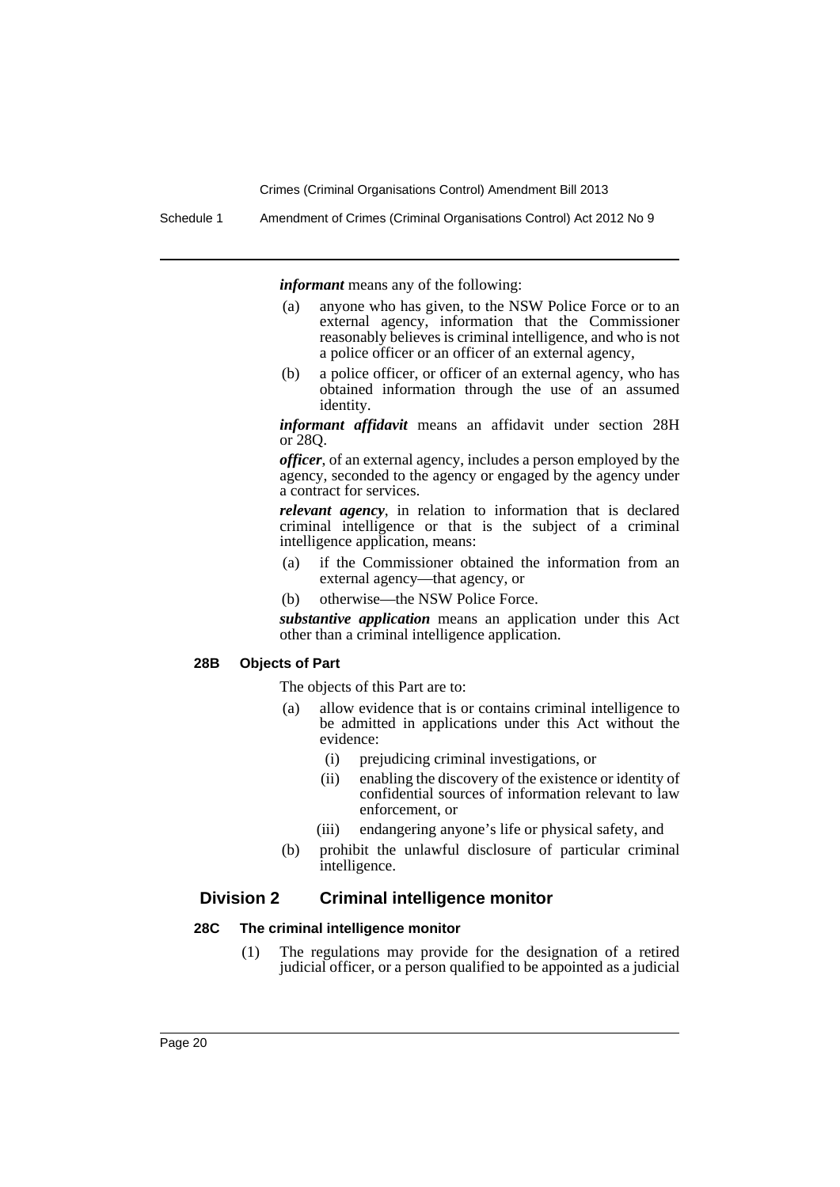***informant*** means any of the following:

(a) anyone who has given, to the NSW Police Force or to an external agency, information that the Commissioner reasonably believes is criminal intelligence, and who is not a police officer or an officer of an external agency,

(b) a police officer, or officer of an external agency, who has obtained information through the use of an assumed identity.

***informant affidavit*** means an affidavit under section 28H or 28Q.

***officer***, of an external agency, includes a person employed by the agency, seconded to the agency or engaged by the agency under a contract for services.

***relevant agency***, in relation to information that is declared criminal intelligence or that is the subject of a criminal intelligence application, means:

(a) if the Commissioner obtained the information from an external agency—that agency, or

(b) otherwise—the NSW Police Force.

***substantive application*** means an application under this Act other than a criminal intelligence application.

#### 28B Objects of Part

The objects of this Part are to:

(a) allow evidence that is or contains criminal intelligence to be admitted in applications under this Act without the evidence:

  (i) prejudicing criminal investigations, or

  (ii) enabling the discovery of the existence or identity of confidential sources of information relevant to law enforcement, or

  (iii) endangering anyone's life or physical safety, and

(b) prohibit the unlawful disclosure of particular criminal intelligence.

### Division 2 Criminal intelligence monitor

#### 28C The criminal intelligence monitor

(1) The regulations may provide for the designation of a retired judicial officer, or a person qualified to be appointed as a judicial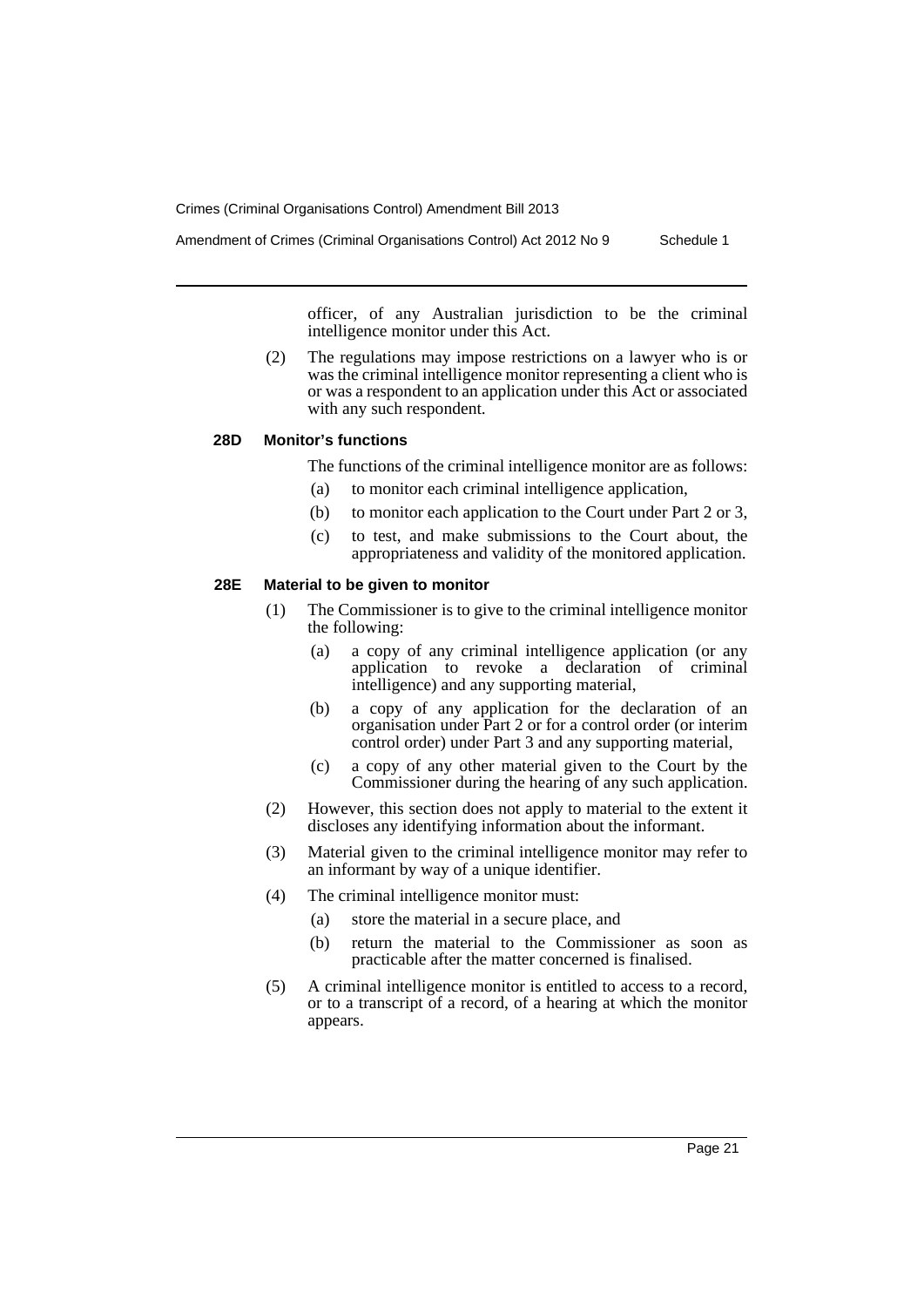officer, of any Australian jurisdiction to be the criminal intelligence monitor under this Act.

(2) The regulations may impose restrictions on a lawyer who is or was the criminal intelligence monitor representing a client who is or was a respondent to an application under this Act or associated with any such respondent.

**28D Monitor's functions**

The functions of the criminal intelligence monitor are as follows:

(a) to monitor each criminal intelligence application,

(b) to monitor each application to the Court under Part 2 or 3,

(c) to test, and make submissions to the Court about, the appropriateness and validity of the monitored application.

**28E Material to be given to monitor**

(1) The Commissioner is to give to the criminal intelligence monitor the following:

(a) a copy of any criminal intelligence application (or any application to revoke a declaration of criminal intelligence) and any supporting material,

(b) a copy of any application for the declaration of an organisation under Part 2 or for a control order (or interim control order) under Part 3 and any supporting material,

(c) a copy of any other material given to the Court by the Commissioner during the hearing of any such application.

(2) However, this section does not apply to material to the extent it discloses any identifying information about the informant.

(3) Material given to the criminal intelligence monitor may refer to an informant by way of a unique identifier.

(4) The criminal intelligence monitor must:

(a) store the material in a secure place, and

(b) return the material to the Commissioner as soon as practicable after the matter concerned is finalised.

(5) A criminal intelligence monitor is entitled to access to a record, or to a transcript of a record, of a hearing at which the monitor appears.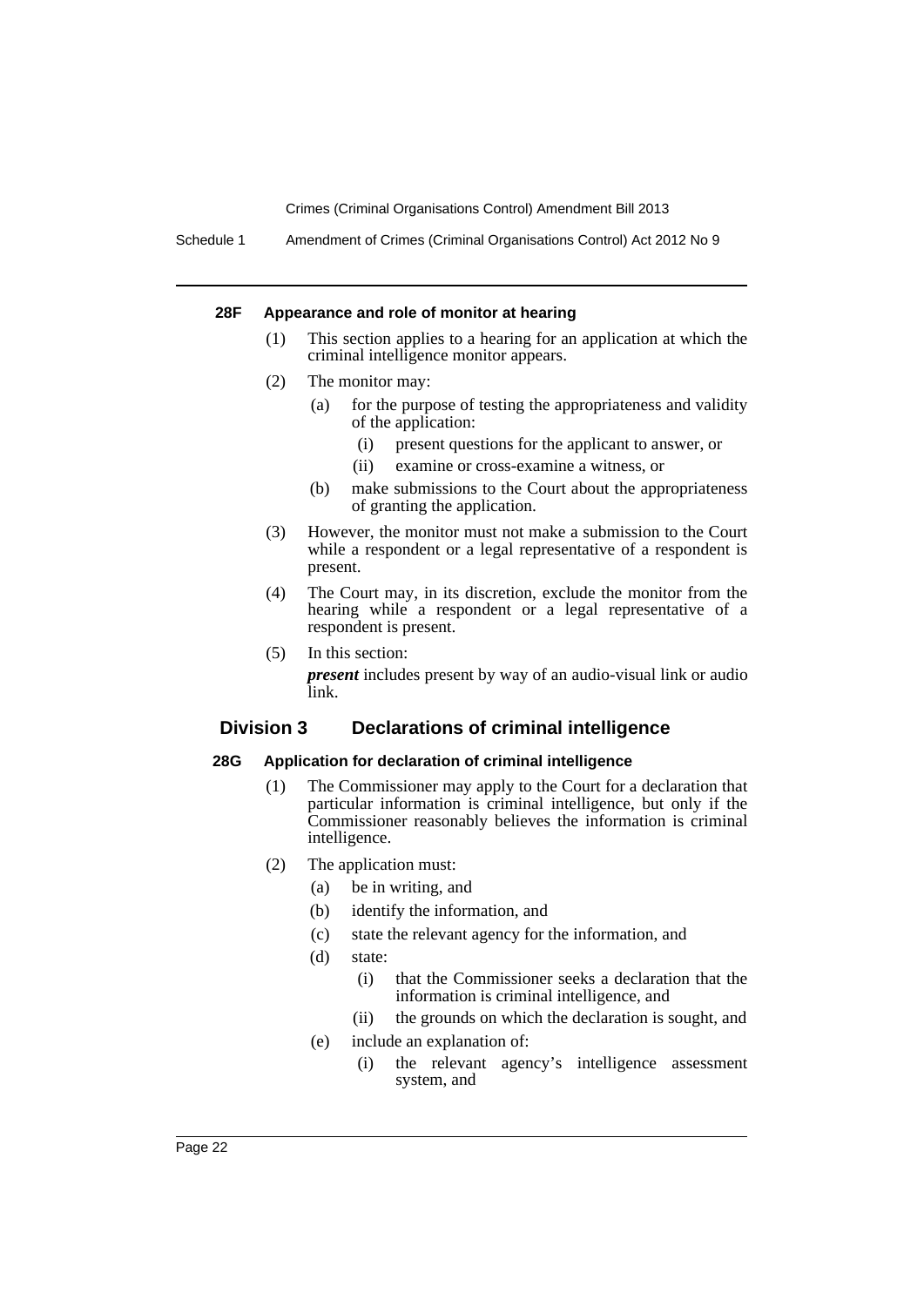#### 28F Appearance and role of monitor at hearing

(1) This section applies to a hearing for an application at which the criminal intelligence monitor appears.

(2) The monitor may:

- (a) for the purpose of testing the appropriateness and validity of the application:
  - (i) present questions for the applicant to answer, or
  - (ii) examine or cross-examine a witness, or
- (b) make submissions to the Court about the appropriateness of granting the application.

(3) However, the monitor must not make a submission to the Court while a respondent or a legal representative of a respondent is present.

(4) The Court may, in its discretion, exclude the monitor from the hearing while a respondent or a legal representative of a respondent is present.

(5) In this section:

***present*** includes present by way of an audio-visual link or audio link.

### Division 3 Declarations of criminal intelligence

#### 28G Application for declaration of criminal intelligence

(1) The Commissioner may apply to the Court for a declaration that particular information is criminal intelligence, but only if the Commissioner reasonably believes the information is criminal intelligence.

(2) The application must:

- (a) be in writing, and
- (b) identify the information, and
- (c) state the relevant agency for the information, and
- (d) state:
  - (i) that the Commissioner seeks a declaration that the information is criminal intelligence, and
  - (ii) the grounds on which the declaration is sought, and
- (e) include an explanation of:
  - (i) the relevant agency's intelligence assessment system, and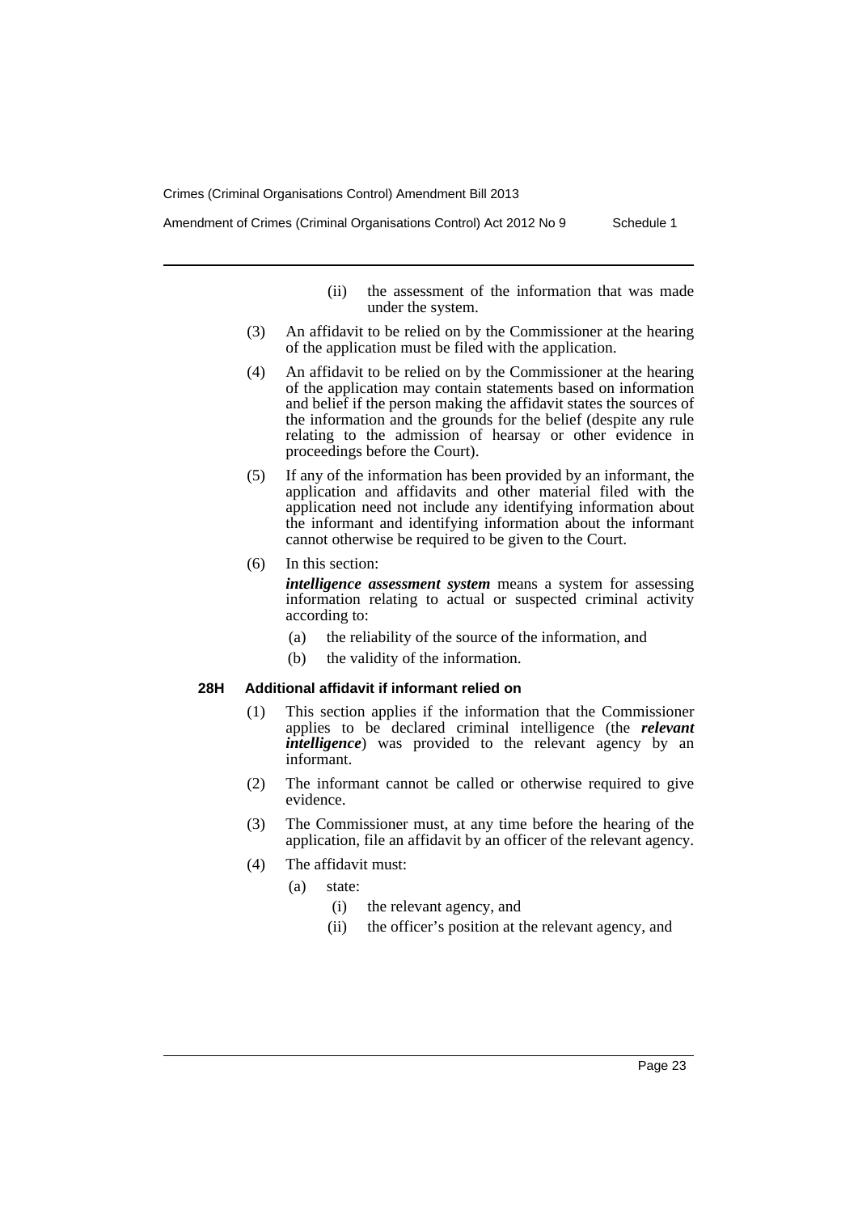(ii) the assessment of the information that was made under the system.

(3) An affidavit to be relied on by the Commissioner at the hearing of the application must be filed with the application.

(4) An affidavit to be relied on by the Commissioner at the hearing of the application may contain statements based on information and belief if the person making the affidavit states the sources of the information and the grounds for the belief (despite any rule relating to the admission of hearsay or other evidence in proceedings before the Court).

(5) If any of the information has been provided by an informant, the application and affidavits and other material filed with the application need not include any identifying information about the informant and identifying information about the informant cannot otherwise be required to be given to the Court.

(6) In this section:

***intelligence assessment system*** means a system for assessing information relating to actual or suspected criminal activity according to:

(a) the reliability of the source of the information, and

(b) the validity of the information.

**28H Additional affidavit if informant relied on**

(1) This section applies if the information that the Commissioner applies to be declared criminal intelligence (the ***relevant intelligence***) was provided to the relevant agency by an informant.

(2) The informant cannot be called or otherwise required to give evidence.

(3) The Commissioner must, at any time before the hearing of the application, file an affidavit by an officer of the relevant agency.

(4) The affidavit must:

(a) state:

(i) the relevant agency, and

(ii) the officer's position at the relevant agency, and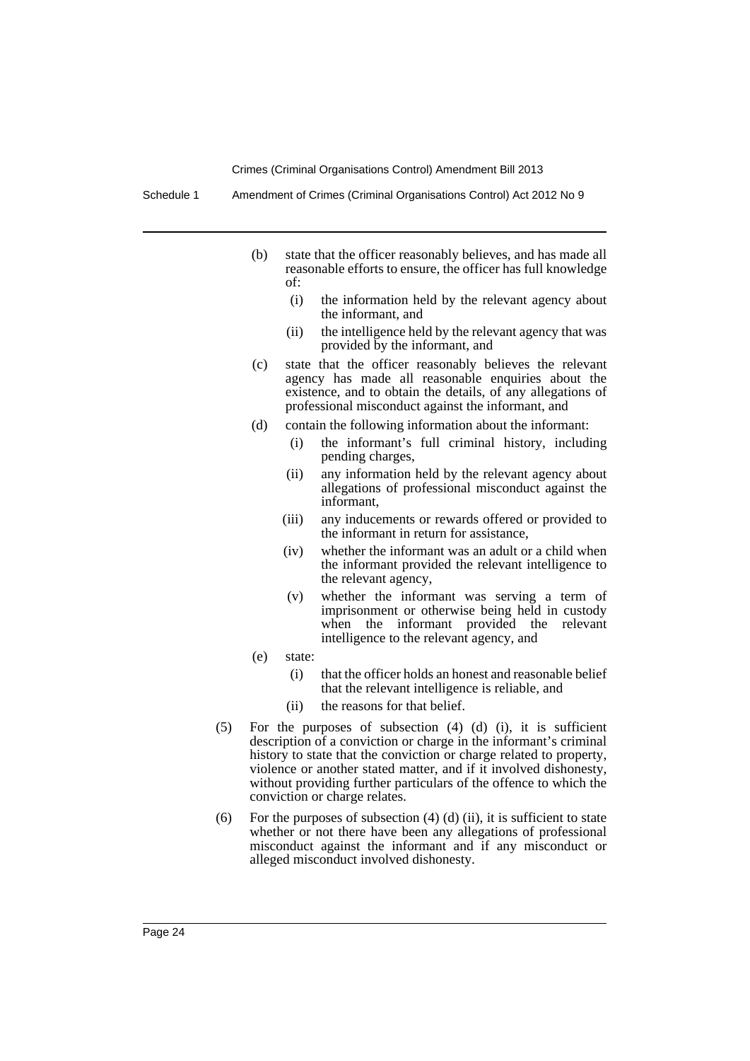(b) state that the officer reasonably believes, and has made all reasonable efforts to ensure, the officer has full knowledge of:

  (i) the information held by the relevant agency about the informant, and

  (ii) the intelligence held by the relevant agency that was provided by the informant, and

(c) state that the officer reasonably believes the relevant agency has made all reasonable enquiries about the existence, and to obtain the details, of any allegations of professional misconduct against the informant, and

(d) contain the following information about the informant:

  (i) the informant's full criminal history, including pending charges,

  (ii) any information held by the relevant agency about allegations of professional misconduct against the informant,

  (iii) any inducements or rewards offered or provided to the informant in return for assistance,

  (iv) whether the informant was an adult or a child when the informant provided the relevant intelligence to the relevant agency,

  (v) whether the informant was serving a term of imprisonment or otherwise being held in custody when the informant provided the relevant intelligence to the relevant agency, and

(e) state:

  (i) that the officer holds an honest and reasonable belief that the relevant intelligence is reliable, and

  (ii) the reasons for that belief.

(5) For the purposes of subsection (4) (d) (i), it is sufficient description of a conviction or charge in the informant's criminal history to state that the conviction or charge related to property, violence or another stated matter, and if it involved dishonesty, without providing further particulars of the offence to which the conviction or charge relates.

(6) For the purposes of subsection (4) (d) (ii), it is sufficient to state whether or not there have been any allegations of professional misconduct against the informant and if any misconduct or alleged misconduct involved dishonesty.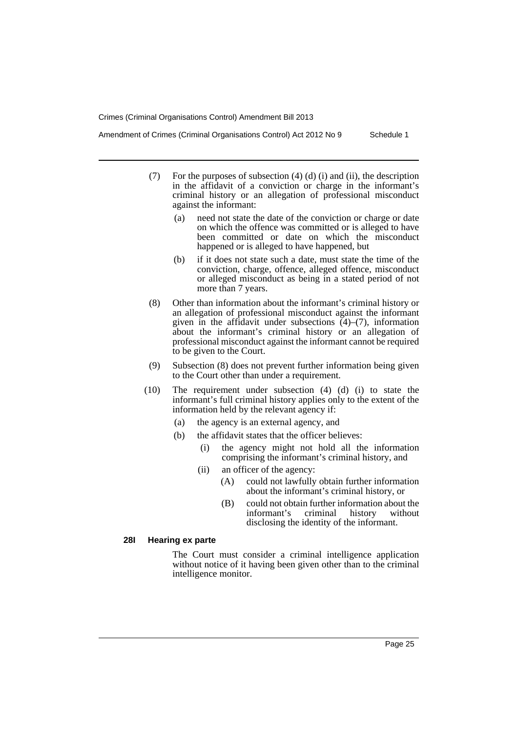(7) For the purposes of subsection (4) (d) (i) and (ii), the description in the affidavit of a conviction or charge in the informant's criminal history or an allegation of professional misconduct against the informant:

  (a) need not state the date of the conviction or charge or date on which the offence was committed or is alleged to have been committed or date on which the misconduct happened or is alleged to have happened, but

  (b) if it does not state such a date, must state the time of the conviction, charge, offence, alleged offence, misconduct or alleged misconduct as being in a stated period of not more than 7 years.

(8) Other than information about the informant's criminal history or an allegation of professional misconduct against the informant given in the affidavit under subsections (4)–(7), information about the informant's criminal history or an allegation of professional misconduct against the informant cannot be required to be given to the Court.

(9) Subsection (8) does not prevent further information being given to the Court other than under a requirement.

(10) The requirement under subsection (4) (d) (i) to state the informant's full criminal history applies only to the extent of the information held by the relevant agency if:

  (a) the agency is an external agency, and

  (b) the affidavit states that the officer believes:

    (i) the agency might not hold all the information comprising the informant's criminal history, and

    (ii) an officer of the agency:

      (A) could not lawfully obtain further information about the informant's criminal history, or

      (B) could not obtain further information about the informant's criminal history without disclosing the identity of the informant.

**28I Hearing ex parte**

The Court must consider a criminal intelligence application without notice of it having been given other than to the criminal intelligence monitor.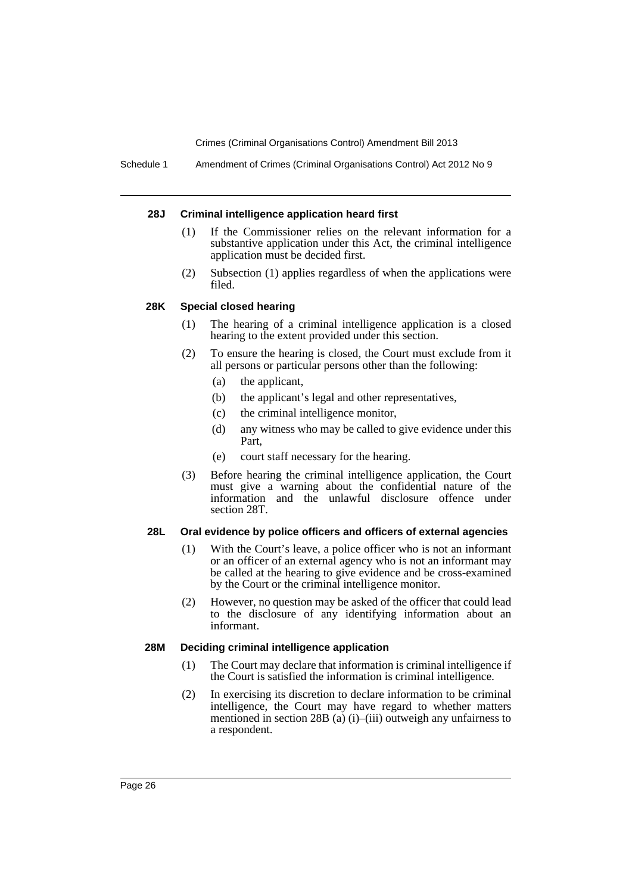#### 28J Criminal intelligence application heard first

(1) If the Commissioner relies on the relevant information for a substantive application under this Act, the criminal intelligence application must be decided first.

(2) Subsection (1) applies regardless of when the applications were filed.

#### 28K Special closed hearing

(1) The hearing of a criminal intelligence application is a closed hearing to the extent provided under this section.

(2) To ensure the hearing is closed, the Court must exclude from it all persons or particular persons other than the following:

- (a) the applicant,
- (b) the applicant's legal and other representatives,
- (c) the criminal intelligence monitor,
- (d) any witness who may be called to give evidence under this Part,
- (e) court staff necessary for the hearing.

(3) Before hearing the criminal intelligence application, the Court must give a warning about the confidential nature of the information and the unlawful disclosure offence under section 28T.

#### 28L Oral evidence by police officers and officers of external agencies

(1) With the Court's leave, a police officer who is not an informant or an officer of an external agency who is not an informant may be called at the hearing to give evidence and be cross-examined by the Court or the criminal intelligence monitor.

(2) However, no question may be asked of the officer that could lead to the disclosure of any identifying information about an informant.

#### 28M Deciding criminal intelligence application

(1) The Court may declare that information is criminal intelligence if the Court is satisfied the information is criminal intelligence.

(2) In exercising its discretion to declare information to be criminal intelligence, the Court may have regard to whether matters mentioned in section 28B (a) (i)–(iii) outweigh any unfairness to a respondent.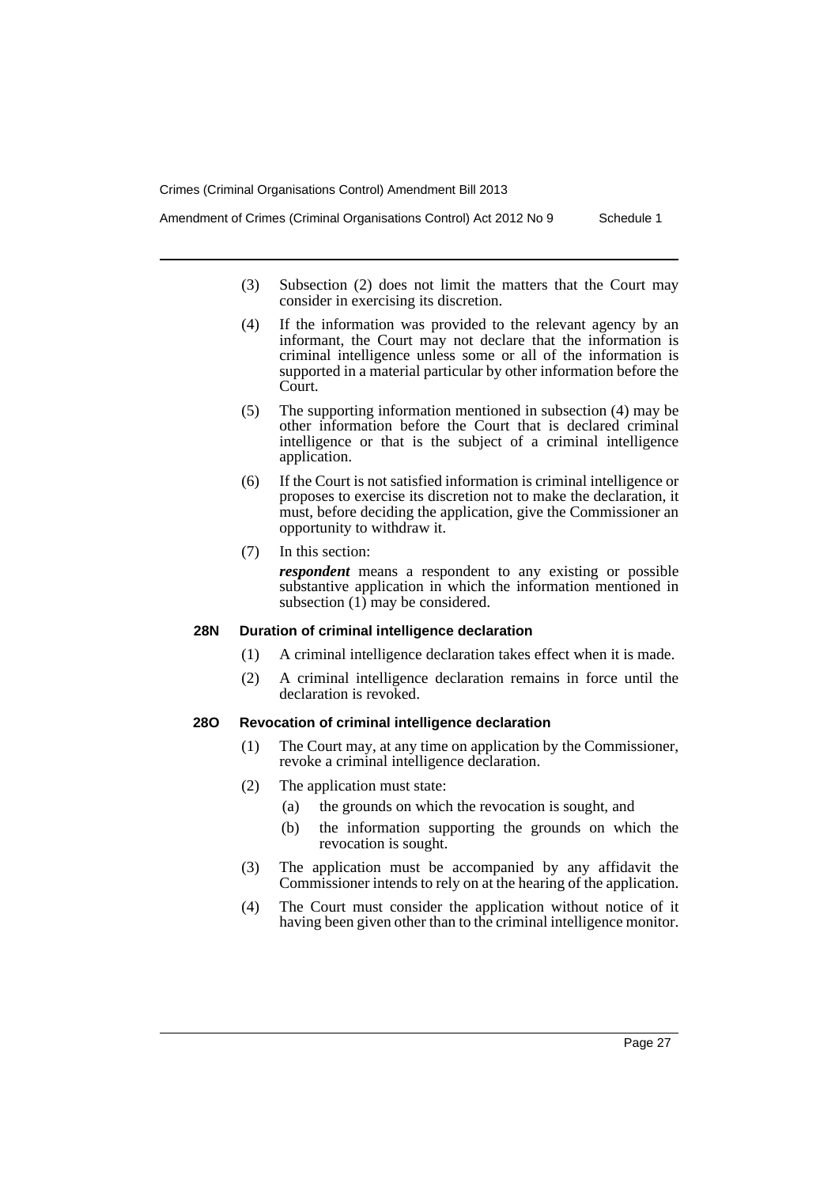(3) Subsection (2) does not limit the matters that the Court may consider in exercising its discretion.

(4) If the information was provided to the relevant agency by an informant, the Court may not declare that the information is criminal intelligence unless some or all of the information is supported in a material particular by other information before the Court.

(5) The supporting information mentioned in subsection (4) may be other information before the Court that is declared criminal intelligence or that is the subject of a criminal intelligence application.

(6) If the Court is not satisfied information is criminal intelligence or proposes to exercise its discretion not to make the declaration, it must, before deciding the application, give the Commissioner an opportunity to withdraw it.

(7) In this section:

***respondent*** means a respondent to any existing or possible substantive application in which the information mentioned in subsection (1) may be considered.

### 28N Duration of criminal intelligence declaration

(1) A criminal intelligence declaration takes effect when it is made.

(2) A criminal intelligence declaration remains in force until the declaration is revoked.

### 28O Revocation of criminal intelligence declaration

(1) The Court may, at any time on application by the Commissioner, revoke a criminal intelligence declaration.

(2) The application must state:

(a) the grounds on which the revocation is sought, and

(b) the information supporting the grounds on which the revocation is sought.

(3) The application must be accompanied by any affidavit the Commissioner intends to rely on at the hearing of the application.

(4) The Court must consider the application without notice of it having been given other than to the criminal intelligence monitor.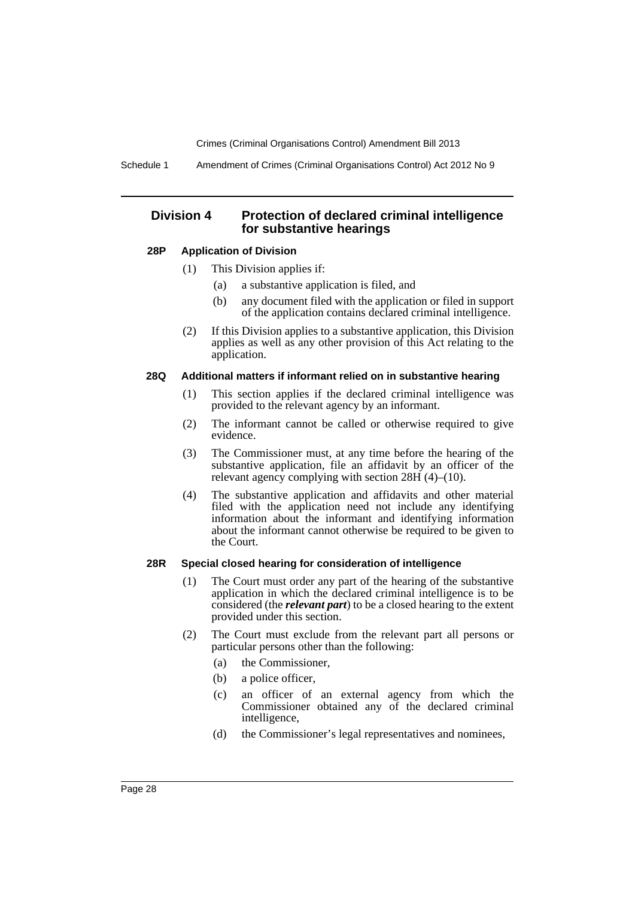## Division 4 Protection of declared criminal intelligence for substantive hearings

### 28P Application of Division

(1) This Division applies if:

(a) a substantive application is filed, and

(b) any document filed with the application or filed in support of the application contains declared criminal intelligence.

(2) If this Division applies to a substantive application, this Division applies as well as any other provision of this Act relating to the application.

### 28Q Additional matters if informant relied on in substantive hearing

(1) This section applies if the declared criminal intelligence was provided to the relevant agency by an informant.

(2) The informant cannot be called or otherwise required to give evidence.

(3) The Commissioner must, at any time before the hearing of the substantive application, file an affidavit by an officer of the relevant agency complying with section 28H (4)–(10).

(4) The substantive application and affidavits and other material filed with the application need not include any identifying information about the informant and identifying information about the informant cannot otherwise be required to be given to the Court.

### 28R Special closed hearing for consideration of intelligence

(1) The Court must order any part of the hearing of the substantive application in which the declared criminal intelligence is to be considered (the ***relevant part***) to be a closed hearing to the extent provided under this section.

(2) The Court must exclude from the relevant part all persons or particular persons other than the following:

(a) the Commissioner,

(b) a police officer,

(c) an officer of an external agency from which the Commissioner obtained any of the declared criminal intelligence,

(d) the Commissioner's legal representatives and nominees,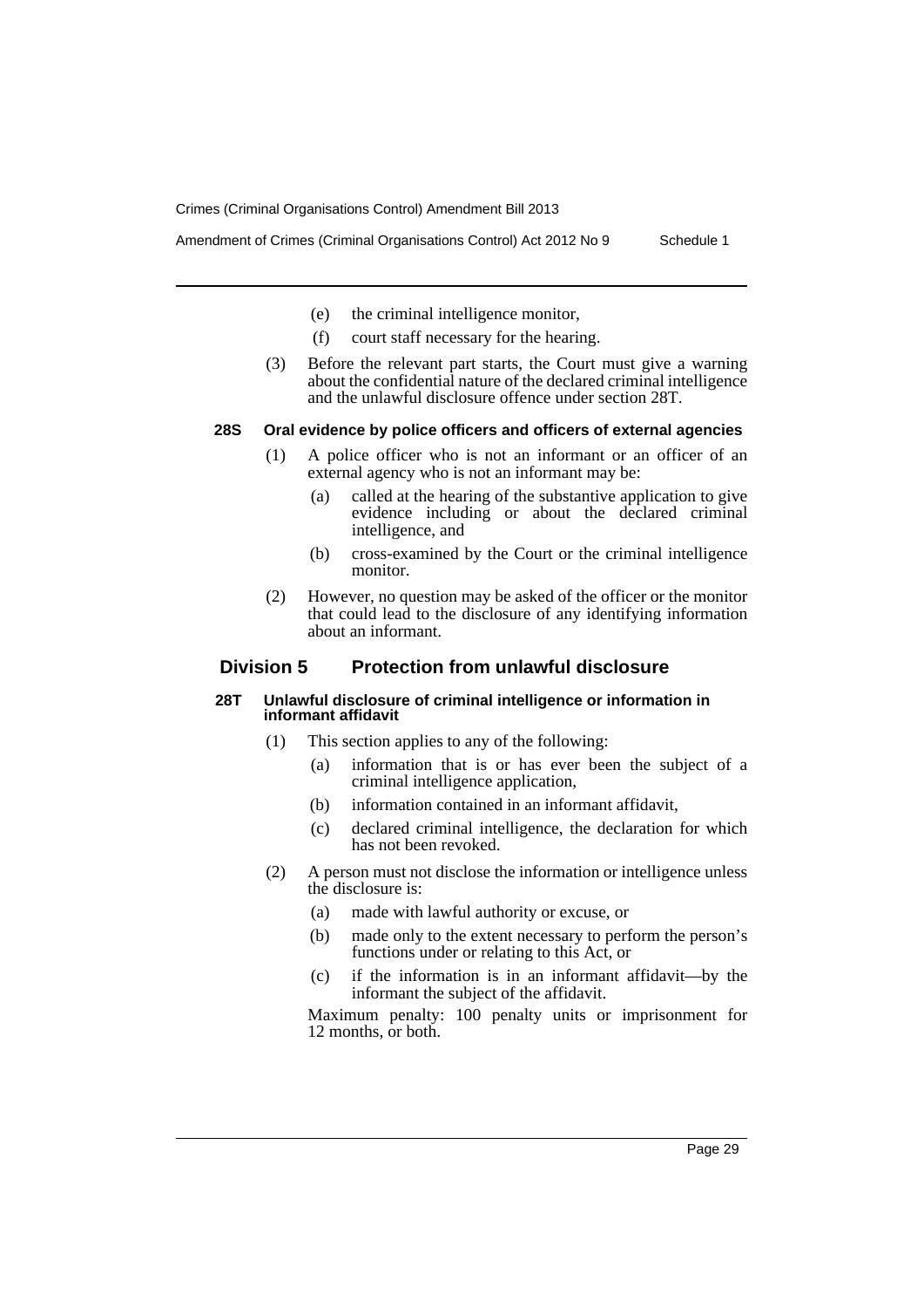(e) the criminal intelligence monitor,

(f) court staff necessary for the hearing.

(3) Before the relevant part starts, the Court must give a warning about the confidential nature of the declared criminal intelligence and the unlawful disclosure offence under section 28T.

#### 28S Oral evidence by police officers and officers of external agencies

(1) A police officer who is not an informant or an officer of an external agency who is not an informant may be:

(a) called at the hearing of the substantive application to give evidence including or about the declared criminal intelligence, and

(b) cross-examined by the Court or the criminal intelligence monitor.

(2) However, no question may be asked of the officer or the monitor that could lead to the disclosure of any identifying information about an informant.

### Division 5 Protection from unlawful disclosure

#### 28T Unlawful disclosure of criminal intelligence or information in informant affidavit

(1) This section applies to any of the following:

(a) information that is or has ever been the subject of a criminal intelligence application,

(b) information contained in an informant affidavit,

(c) declared criminal intelligence, the declaration for which has not been revoked.

(2) A person must not disclose the information or intelligence unless the disclosure is:

(a) made with lawful authority or excuse, or

(b) made only to the extent necessary to perform the person's functions under or relating to this Act, or

(c) if the information is in an informant affidavit—by the informant the subject of the affidavit.

Maximum penalty: 100 penalty units or imprisonment for 12 months, or both.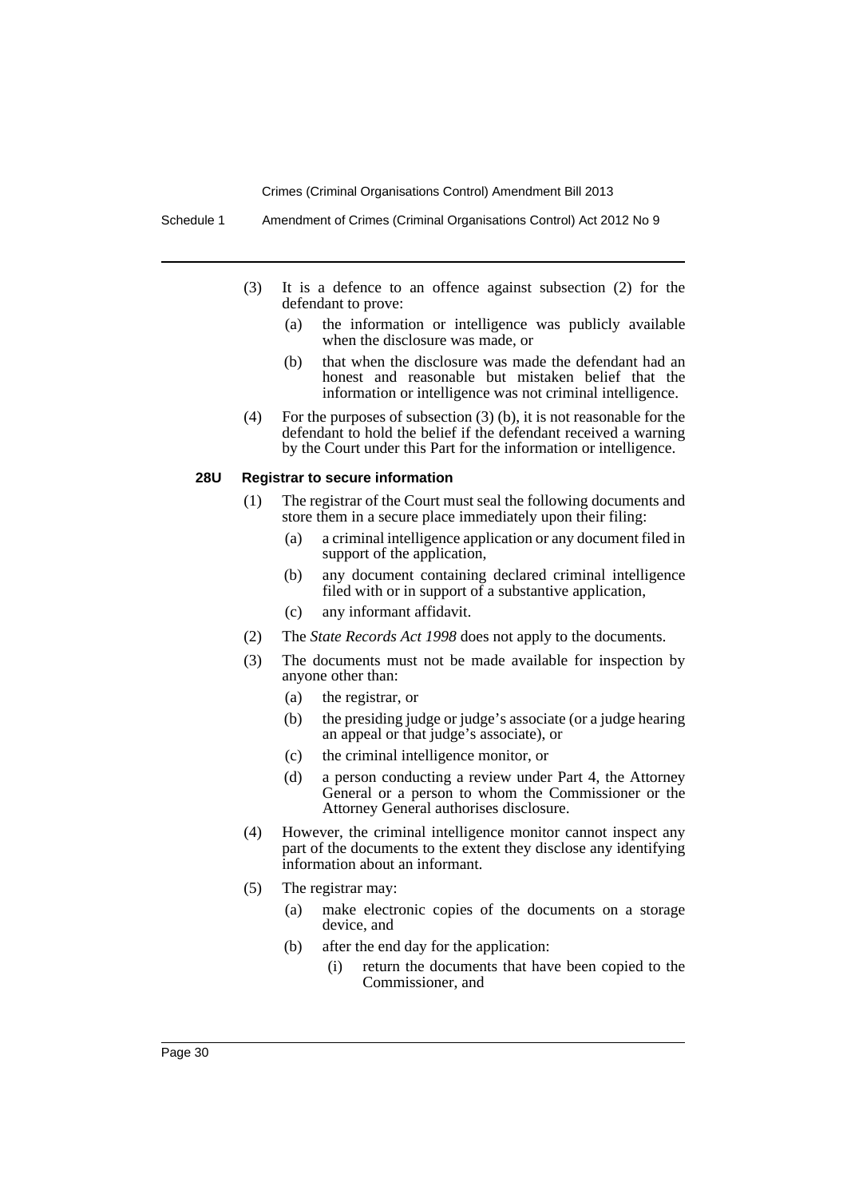(3) It is a defence to an offence against subsection (2) for the defendant to prove:

(a) the information or intelligence was publicly available when the disclosure was made, or

(b) that when the disclosure was made the defendant had an honest and reasonable but mistaken belief that the information or intelligence was not criminal intelligence.

(4) For the purposes of subsection (3) (b), it is not reasonable for the defendant to hold the belief if the defendant received a warning by the Court under this Part for the information or intelligence.

**28U Registrar to secure information**

(1) The registrar of the Court must seal the following documents and store them in a secure place immediately upon their filing:

(a) a criminal intelligence application or any document filed in support of the application,

(b) any document containing declared criminal intelligence filed with or in support of a substantive application,

(c) any informant affidavit.

(2) The *State Records Act 1998* does not apply to the documents.

(3) The documents must not be made available for inspection by anyone other than:

(a) the registrar, or

(b) the presiding judge or judge's associate (or a judge hearing an appeal or that judge's associate), or

(c) the criminal intelligence monitor, or

(d) a person conducting a review under Part 4, the Attorney General or a person to whom the Commissioner or the Attorney General authorises disclosure.

(4) However, the criminal intelligence monitor cannot inspect any part of the documents to the extent they disclose any identifying information about an informant.

(5) The registrar may:

(a) make electronic copies of the documents on a storage device, and

(b) after the end day for the application:

(i) return the documents that have been copied to the Commissioner, and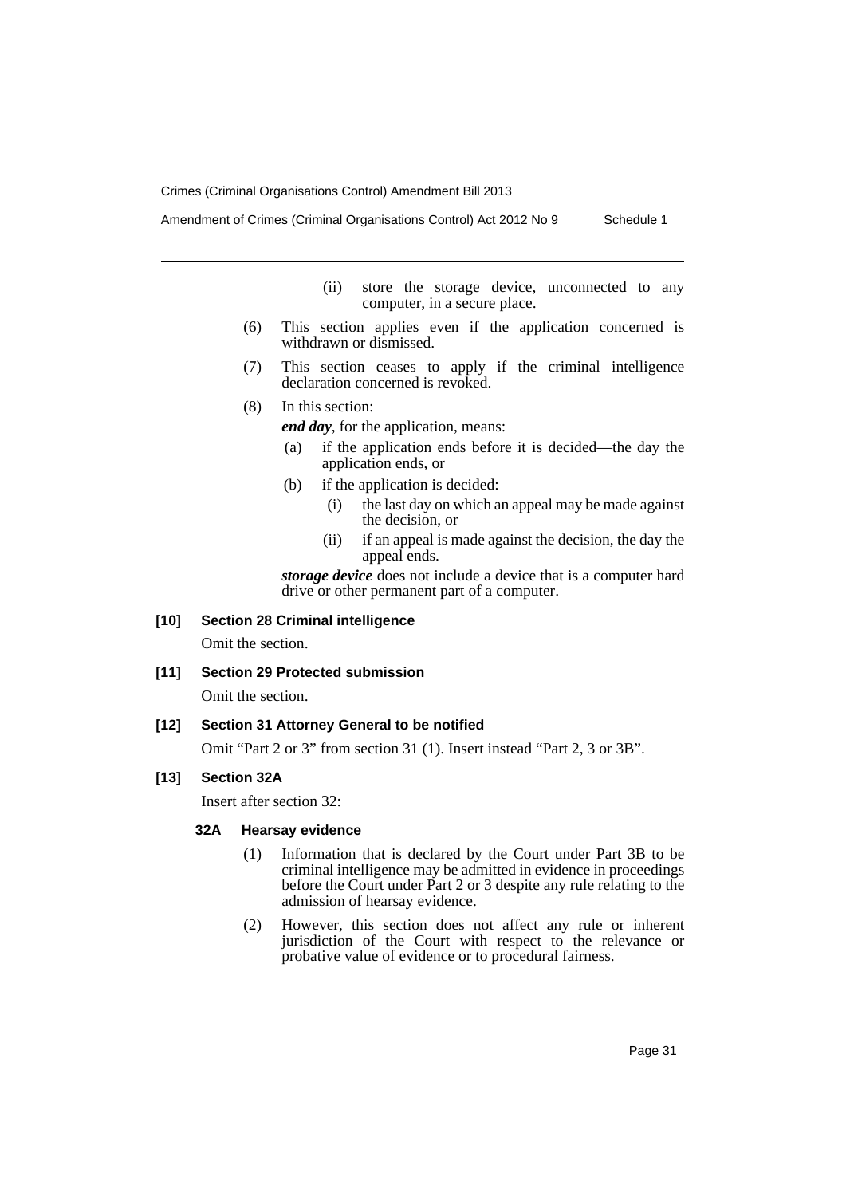(ii) store the storage device, unconnected to any computer, in a secure place.

(6) This section applies even if the application concerned is withdrawn or dismissed.

(7) This section ceases to apply if the criminal intelligence declaration concerned is revoked.

(8) In this section:

***end day***, for the application, means:

(a) if the application ends before it is decided—the day the application ends, or

(b) if the application is decided:

(i) the last day on which an appeal may be made against the decision, or

(ii) if an appeal is made against the decision, the day the appeal ends.

***storage device*** does not include a device that is a computer hard drive or other permanent part of a computer.

**[10] Section 28 Criminal intelligence**

Omit the section.

**[11] Section 29 Protected submission**

Omit the section.

**[12] Section 31 Attorney General to be notified**

Omit "Part 2 or 3" from section 31 (1). Insert instead "Part 2, 3 or 3B".

**[13] Section 32A**

Insert after section 32:

**32A Hearsay evidence**

(1) Information that is declared by the Court under Part 3B to be criminal intelligence may be admitted in evidence in proceedings before the Court under Part 2 or 3 despite any rule relating to the admission of hearsay evidence.

(2) However, this section does not affect any rule or inherent jurisdiction of the Court with respect to the relevance or probative value of evidence or to procedural fairness.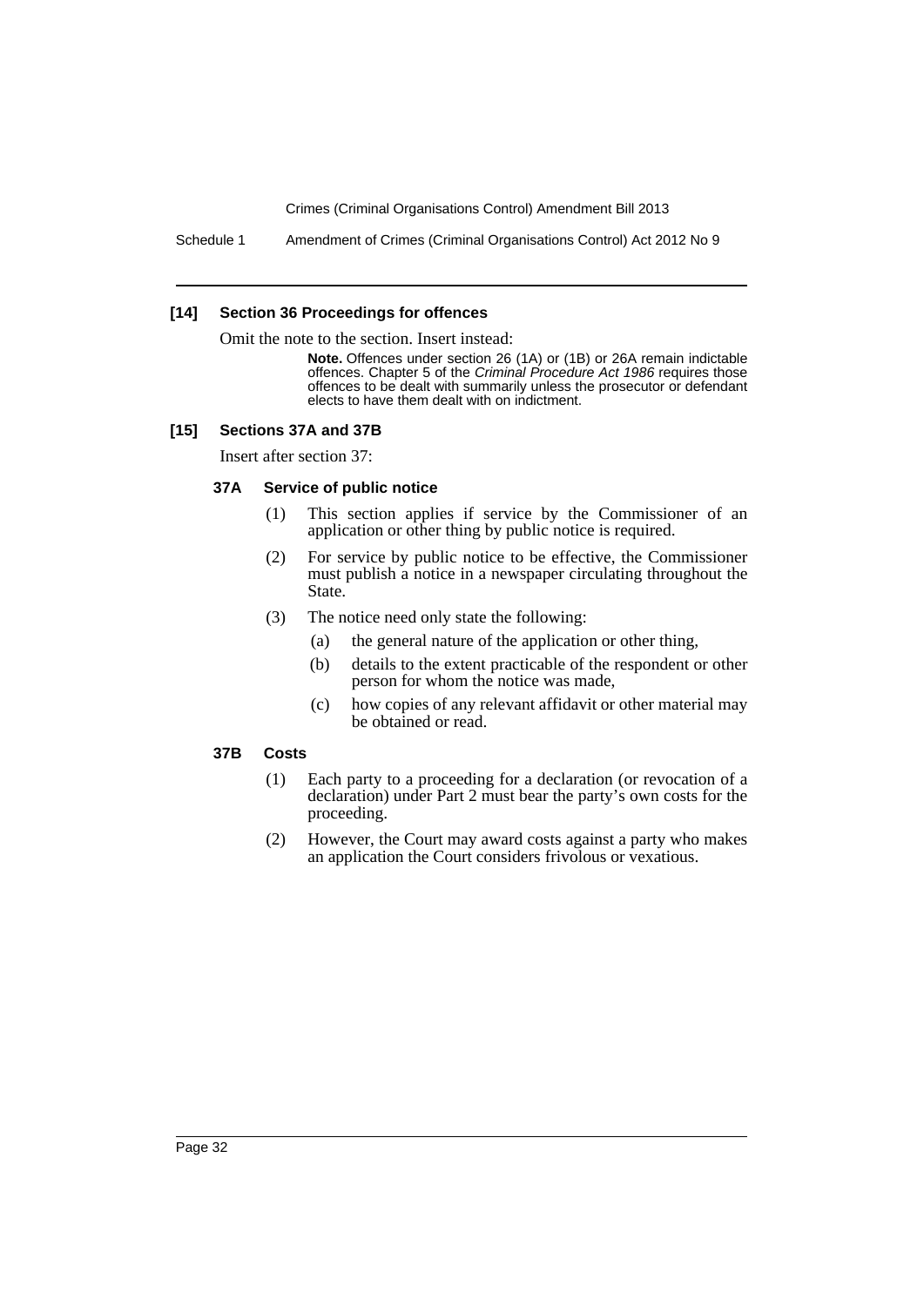### [14] Section 36 Proceedings for offences

Omit the note to the section. Insert instead:

> **Note.** Offences under section 26 (1A) or (1B) or 26A remain indictable offences. Chapter 5 of the *Criminal Procedure Act 1986* requires those offences to be dealt with summarily unless the prosecutor or defendant elects to have them dealt with on indictment.

### [15] Sections 37A and 37B

Insert after section 37:

#### 37A Service of public notice

(1) This section applies if service by the Commissioner of an application or other thing by public notice is required.

(2) For service by public notice to be effective, the Commissioner must publish a notice in a newspaper circulating throughout the State.

(3) The notice need only state the following:

(a) the general nature of the application or other thing,

(b) details to the extent practicable of the respondent or other person for whom the notice was made,

(c) how copies of any relevant affidavit or other material may be obtained or read.

#### 37B Costs

(1) Each party to a proceeding for a declaration (or revocation of a declaration) under Part 2 must bear the party's own costs for the proceeding.

(2) However, the Court may award costs against a party who makes an application the Court considers frivolous or vexatious.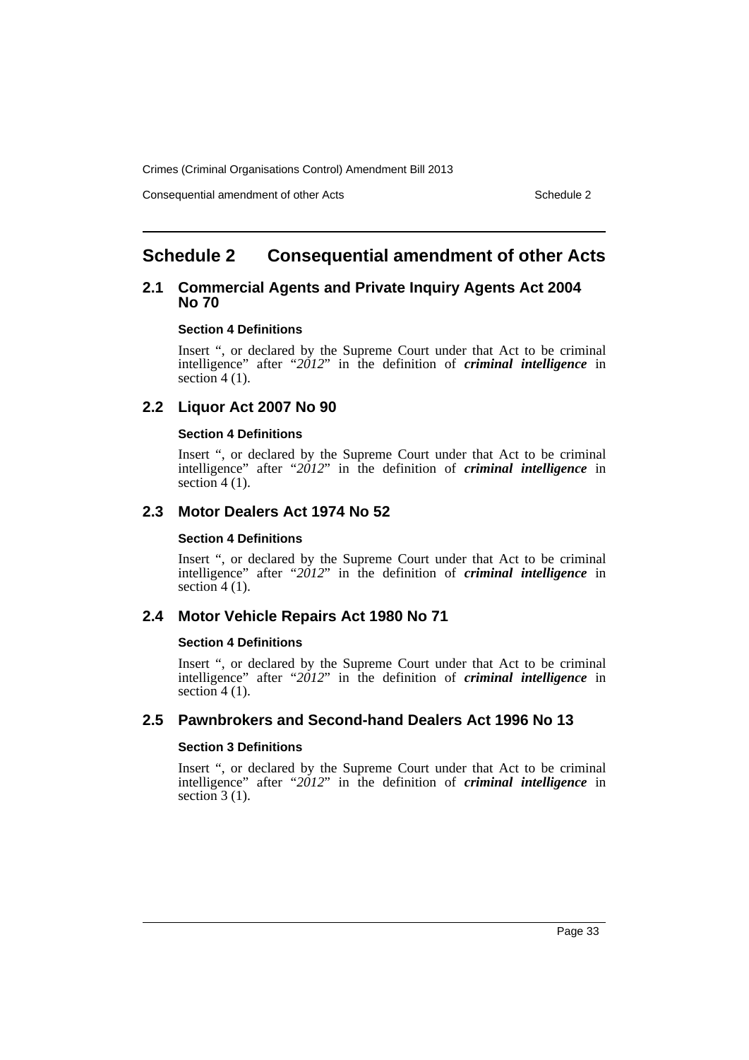# Schedule 2 Consequential amendment of other Acts

## 2.1 Commercial Agents and Private Inquiry Agents Act 2004 No 70

### Section 4 Definitions

Insert ", or declared by the Supreme Court under that Act to be criminal intelligence" after "*2012*" in the definition of ***criminal intelligence*** in section 4 (1).

## 2.2 Liquor Act 2007 No 90

### Section 4 Definitions

Insert ", or declared by the Supreme Court under that Act to be criminal intelligence" after "*2012*" in the definition of ***criminal intelligence*** in section 4 (1).

## 2.3 Motor Dealers Act 1974 No 52

### Section 4 Definitions

Insert ", or declared by the Supreme Court under that Act to be criminal intelligence" after "*2012*" in the definition of ***criminal intelligence*** in section 4 (1).

## 2.4 Motor Vehicle Repairs Act 1980 No 71

### Section 4 Definitions

Insert ", or declared by the Supreme Court under that Act to be criminal intelligence" after "*2012*" in the definition of ***criminal intelligence*** in section 4 (1).

## 2.5 Pawnbrokers and Second-hand Dealers Act 1996 No 13

### Section 3 Definitions

Insert ", or declared by the Supreme Court under that Act to be criminal intelligence" after "*2012*" in the definition of ***criminal intelligence*** in section 3 (1).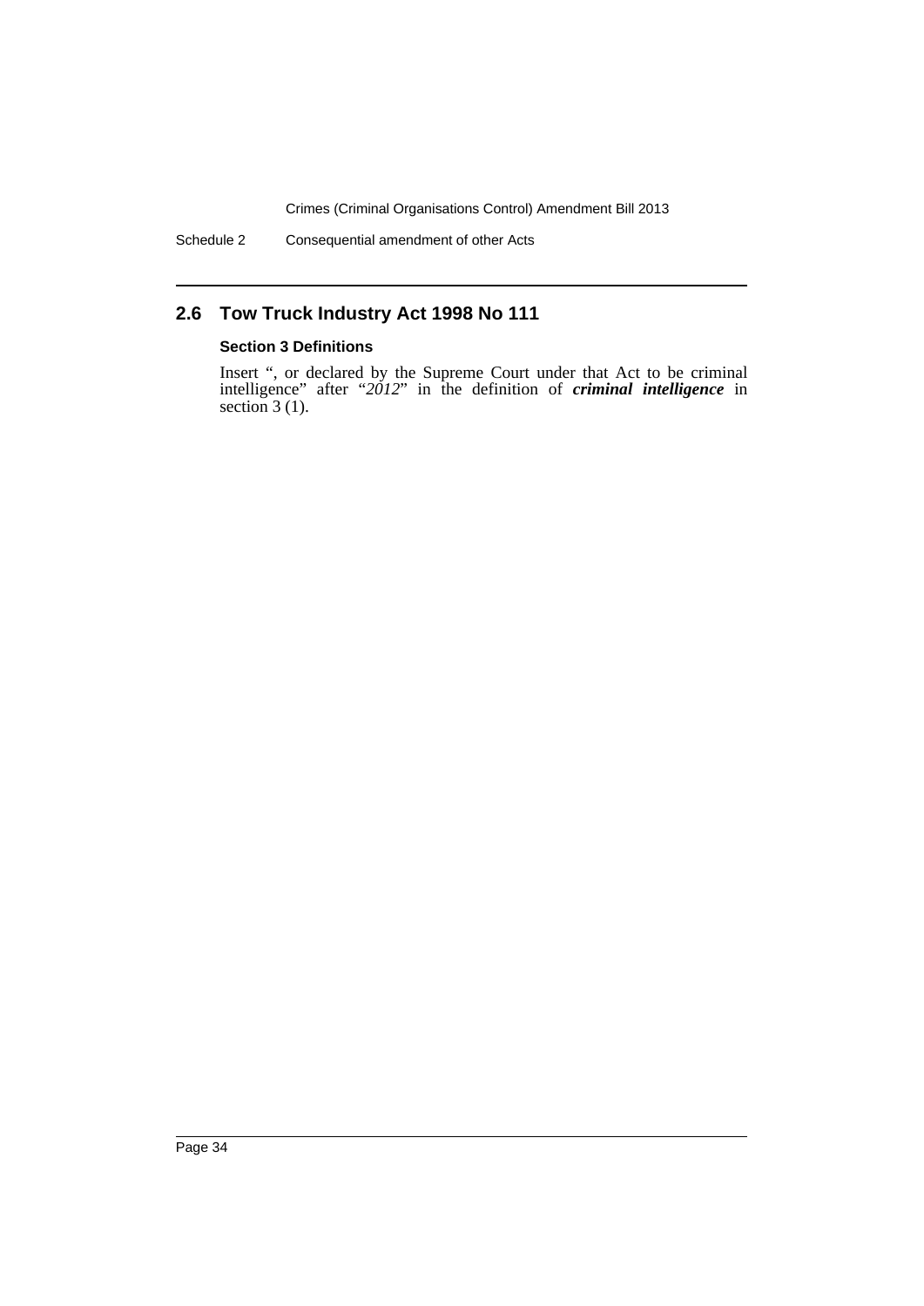## 2.6 Tow Truck Industry Act 1998 No 111

### Section 3 Definitions

Insert ", or declared by the Supreme Court under that Act to be criminal intelligence" after "*2012*" in the definition of ***criminal intelligence*** in section 3 (1).